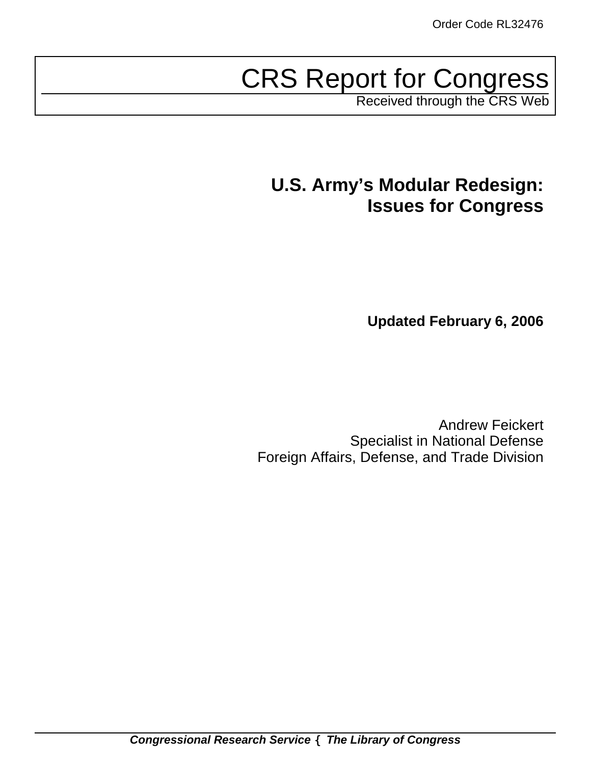Order Code RL32476

# CRS Report for Congress

Received through the CRS Web

## U.S. Army's Modular Redesign: Issues for Congress

**Updated February 6, 2006**

Andrew Feickert
Specialist in National Defense
Foreign Affairs, Defense, and Trade Division

***Congressional Research Service ˜ The Library of Congress***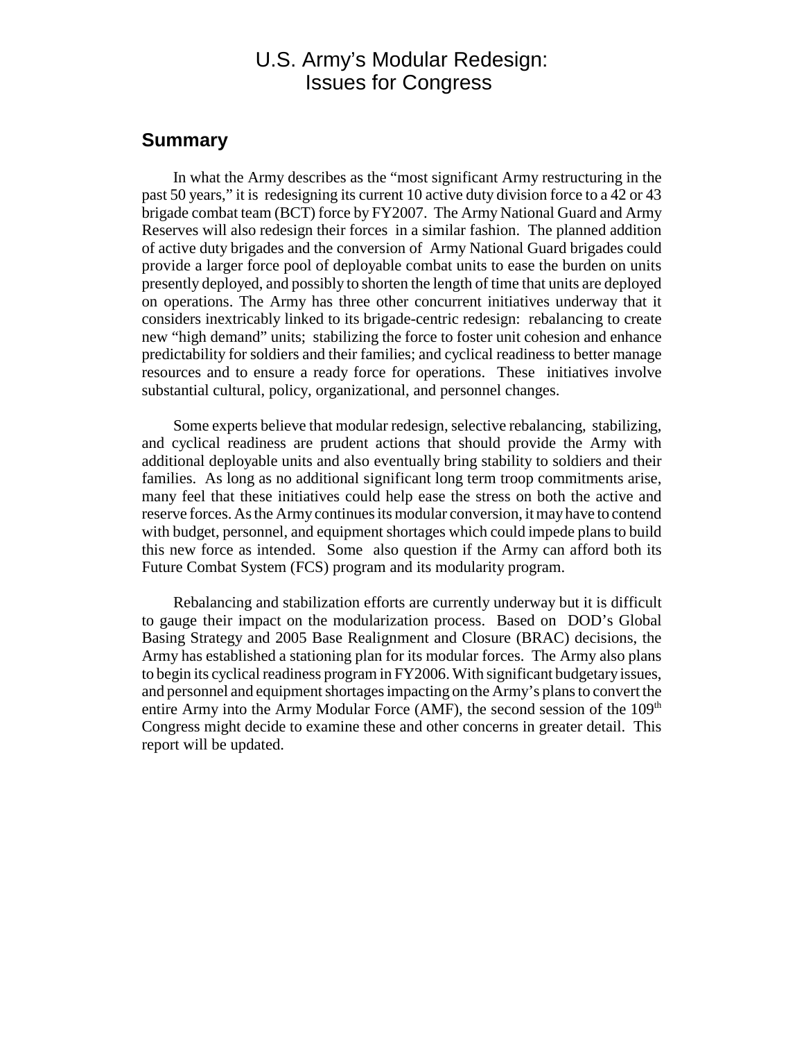# U.S. Army's Modular Redesign: Issues for Congress

## Summary

In what the Army describes as the "most significant Army restructuring in the past 50 years," it is redesigning its current 10 active duty division force to a 42 or 43 brigade combat team (BCT) force by FY2007. The Army National Guard and Army Reserves will also redesign their forces in a similar fashion. The planned addition of active duty brigades and the conversion of Army National Guard brigades could provide a larger force pool of deployable combat units to ease the burden on units presently deployed, and possibly to shorten the length of time that units are deployed on operations. The Army has three other concurrent initiatives underway that it considers inextricably linked to its brigade-centric redesign: rebalancing to create new "high demand" units; stabilizing the force to foster unit cohesion and enhance predictability for soldiers and their families; and cyclical readiness to better manage resources and to ensure a ready force for operations. These initiatives involve substantial cultural, policy, organizational, and personnel changes.

Some experts believe that modular redesign, selective rebalancing, stabilizing, and cyclical readiness are prudent actions that should provide the Army with additional deployable units and also eventually bring stability to soldiers and their families. As long as no additional significant long term troop commitments arise, many feel that these initiatives could help ease the stress on both the active and reserve forces. As the Army continues its modular conversion, it may have to contend with budget, personnel, and equipment shortages which could impede plans to build this new force as intended. Some also question if the Army can afford both its Future Combat System (FCS) program and its modularity program.

Rebalancing and stabilization efforts are currently underway but it is difficult to gauge their impact on the modularization process. Based on DOD's Global Basing Strategy and 2005 Base Realignment and Closure (BRAC) decisions, the Army has established a stationing plan for its modular forces. The Army also plans to begin its cyclical readiness program in FY2006. With significant budgetary issues, and personnel and equipment shortages impacting on the Army's plans to convert the entire Army into the Army Modular Force (AMF), the second session of the 109th Congress might decide to examine these and other concerns in greater detail. This report will be updated.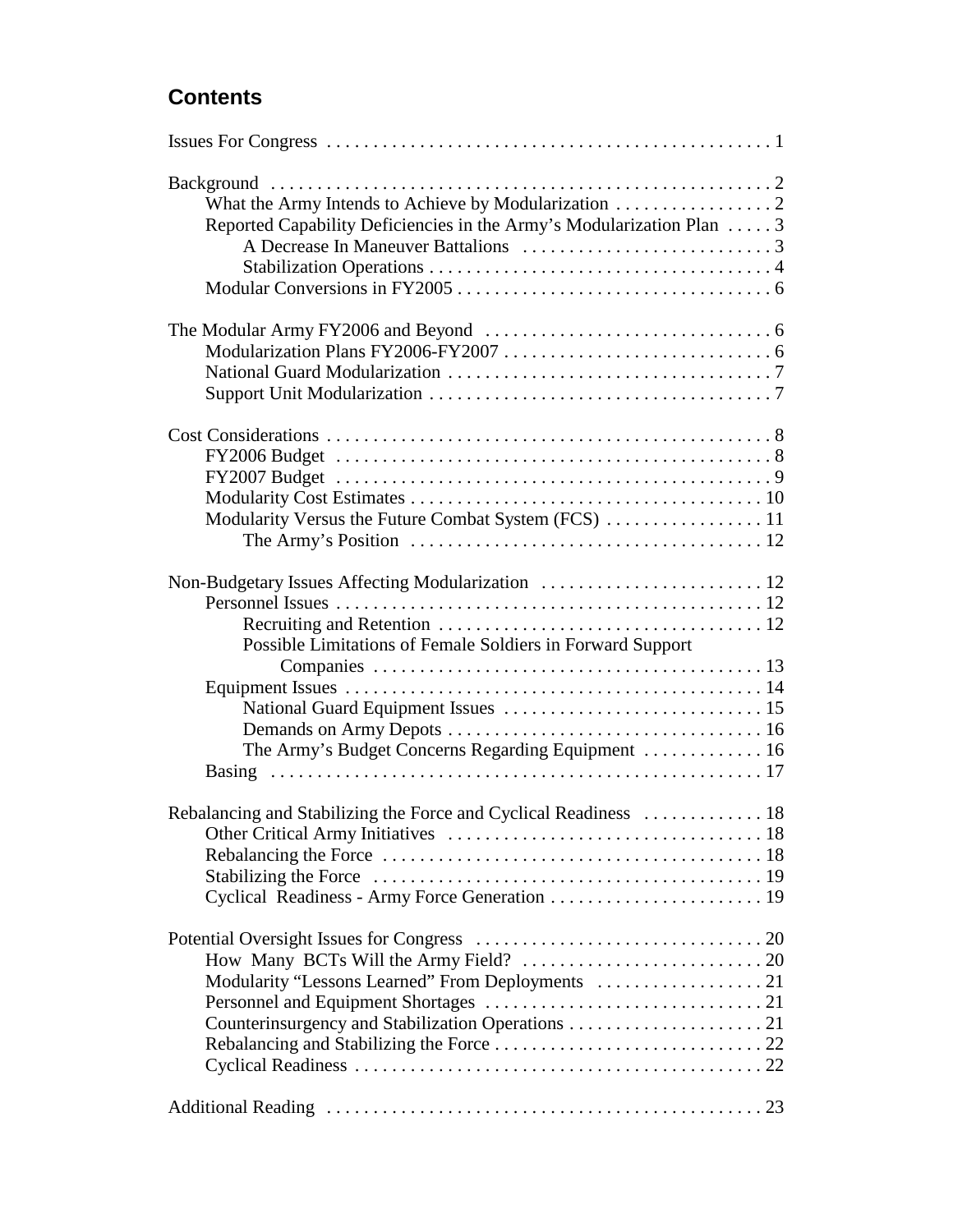## Contents

Issues For Congress . . . . . . . . . . . . . . . . . . . . . . . . . . . . . . . . . . . . . . . . . . . . . . . 1

Background . . . . . . . . . . . . . . . . . . . . . . . . . . . . . . . . . . . . . . . . . . . . . . . . . . . . . 2
- What the Army Intends to Achieve by Modularization . . . . . . . . . . . . . . . . . 2
- Reported Capability Deficiencies in the Army's Modularization Plan . . . . . 3
  - A Decrease In Maneuver Battalions . . . . . . . . . . . . . . . . . . . . . . . . . . . 3
  - Stabilization Operations . . . . . . . . . . . . . . . . . . . . . . . . . . . . . . . . . . . . . 4
- Modular Conversions in FY2005 . . . . . . . . . . . . . . . . . . . . . . . . . . . . . . . . . . 6

The Modular Army FY2006 and Beyond . . . . . . . . . . . . . . . . . . . . . . . . . . . . . . . 6
- Modularization Plans FY2006-FY2007 . . . . . . . . . . . . . . . . . . . . . . . . . . . . . 6
- National Guard Modularization . . . . . . . . . . . . . . . . . . . . . . . . . . . . . . . . . . . 7
- Support Unit Modularization . . . . . . . . . . . . . . . . . . . . . . . . . . . . . . . . . . . . . 7

Cost Considerations . . . . . . . . . . . . . . . . . . . . . . . . . . . . . . . . . . . . . . . . . . . . . . . . 8
- FY2006 Budget . . . . . . . . . . . . . . . . . . . . . . . . . . . . . . . . . . . . . . . . . . . . . . . 8
- FY2007 Budget . . . . . . . . . . . . . . . . . . . . . . . . . . . . . . . . . . . . . . . . . . . . . . . 9
- Modularity Cost Estimates . . . . . . . . . . . . . . . . . . . . . . . . . . . . . . . . . . . . . . 10
- Modularity Versus the Future Combat System (FCS) . . . . . . . . . . . . . . . . . 11
  - The Army's Position . . . . . . . . . . . . . . . . . . . . . . . . . . . . . . . . . . . . . . 12

Non-Budgetary Issues Affecting Modularization . . . . . . . . . . . . . . . . . . . . . . . . 12
- Personnel Issues . . . . . . . . . . . . . . . . . . . . . . . . . . . . . . . . . . . . . . . . . . . . . . 12
  - Recruiting and Retention . . . . . . . . . . . . . . . . . . . . . . . . . . . . . . . . . . . 12
  - Possible Limitations of Female Soldiers in Forward Support Companies . . . . . . . . . . . . . . . . . . . . . . . . . . . . . . . . . . . . . . . . . . 13
- Equipment Issues . . . . . . . . . . . . . . . . . . . . . . . . . . . . . . . . . . . . . . . . . . . . . 14
  - National Guard Equipment Issues . . . . . . . . . . . . . . . . . . . . . . . . . . . . 15
  - Demands on Army Depots . . . . . . . . . . . . . . . . . . . . . . . . . . . . . . . . . . 16
  - The Army's Budget Concerns Regarding Equipment . . . . . . . . . . . . . 16
- Basing . . . . . . . . . . . . . . . . . . . . . . . . . . . . . . . . . . . . . . . . . . . . . . . . . . . . . 17

Rebalancing and Stabilizing the Force and Cyclical Readiness . . . . . . . . . . . . . 18
- Other Critical Army Initiatives . . . . . . . . . . . . . . . . . . . . . . . . . . . . . . . . . . 18
- Rebalancing the Force . . . . . . . . . . . . . . . . . . . . . . . . . . . . . . . . . . . . . . . . . 18
- Stabilizing the Force . . . . . . . . . . . . . . . . . . . . . . . . . . . . . . . . . . . . . . . . . . 19
- Cyclical Readiness - Army Force Generation . . . . . . . . . . . . . . . . . . . . . . . 19

Potential Oversight Issues for Congress . . . . . . . . . . . . . . . . . . . . . . . . . . . . . . . 20
- How Many BCTs Will the Army Field? . . . . . . . . . . . . . . . . . . . . . . . . . . 20
- Modularity "Lessons Learned" From Deployments . . . . . . . . . . . . . . . . . . 21
- Personnel and Equipment Shortages . . . . . . . . . . . . . . . . . . . . . . . . . . . . . . 21
- Counterinsurgency and Stabilization Operations . . . . . . . . . . . . . . . . . . . . . 21
- Rebalancing and Stabilizing the Force . . . . . . . . . . . . . . . . . . . . . . . . . . . . . 22
- Cyclical Readiness . . . . . . . . . . . . . . . . . . . . . . . . . . . . . . . . . . . . . . . . . . . . 22

Additional Reading . . . . . . . . . . . . . . . . . . . . . . . . . . . . . . . . . . . . . . . . . . . . . . . 23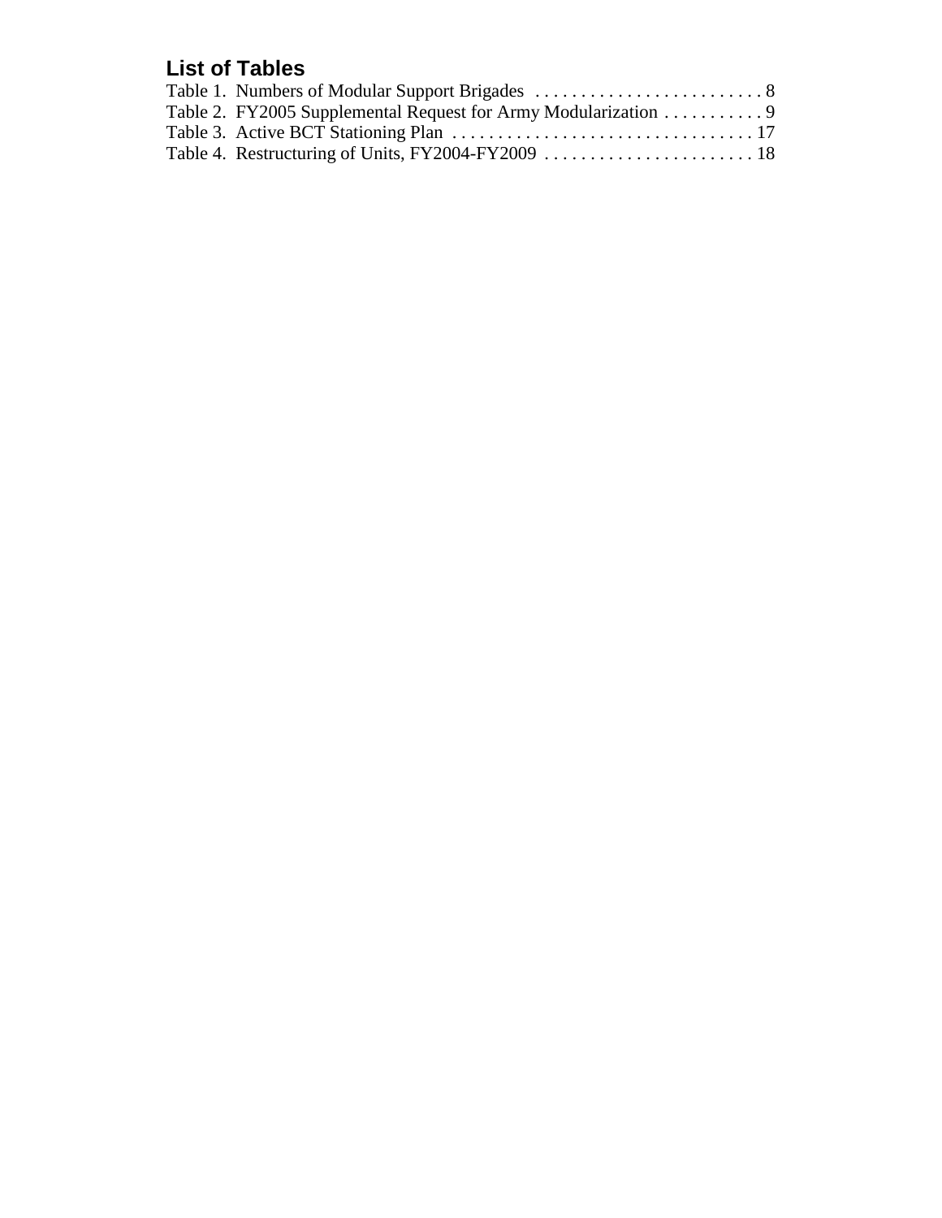## List of Tables

Table 1. Numbers of Modular Support Brigades . . . . . . . . . . . . . . . . . . . . . . . . . 8
Table 2. FY2005 Supplemental Request for Army Modularization . . . . . . . . . . . 9
Table 3. Active BCT Stationing Plan . . . . . . . . . . . . . . . . . . . . . . . . . . . . . . . . . 17
Table 4. Restructuring of Units, FY2004-FY2009 . . . . . . . . . . . . . . . . . . . . . . . 18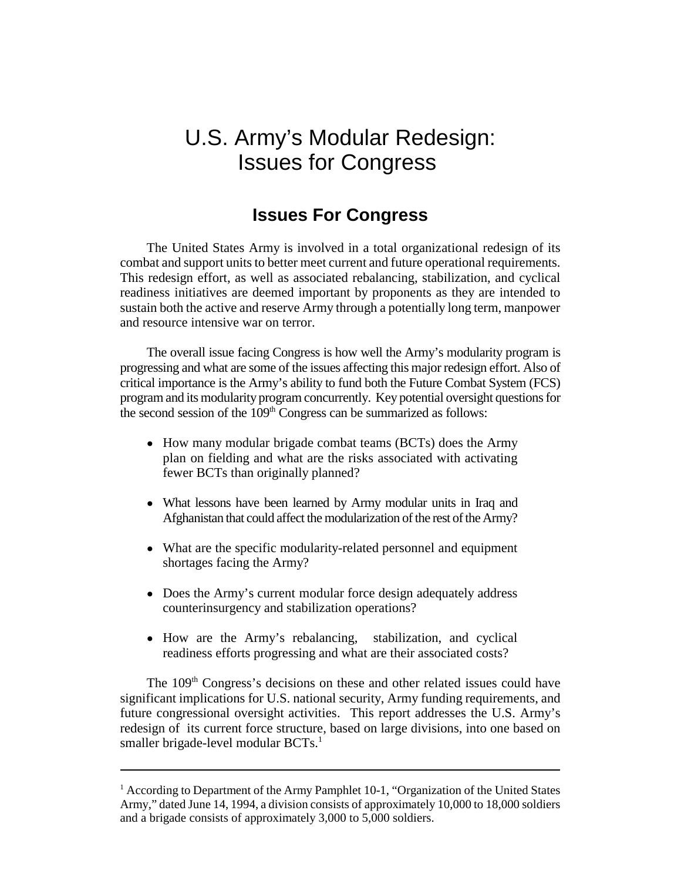# U.S. Army's Modular Redesign: Issues for Congress

## Issues For Congress

The United States Army is involved in a total organizational redesign of its combat and support units to better meet current and future operational requirements. This redesign effort, as well as associated rebalancing, stabilization, and cyclical readiness initiatives are deemed important by proponents as they are intended to sustain both the active and reserve Army through a potentially long term, manpower and resource intensive war on terror.

The overall issue facing Congress is how well the Army's modularity program is progressing and what are some of the issues affecting this major redesign effort. Also of critical importance is the Army's ability to fund both the Future Combat System (FCS) program and its modularity program concurrently. Key potential oversight questions for the second session of the 109th Congress can be summarized as follows:

- How many modular brigade combat teams (BCTs) does the Army plan on fielding and what are the risks associated with activating fewer BCTs than originally planned?
- What lessons have been learned by Army modular units in Iraq and Afghanistan that could affect the modularization of the rest of the Army?
- What are the specific modularity-related personnel and equipment shortages facing the Army?
- Does the Army's current modular force design adequately address counterinsurgency and stabilization operations?
- How are the Army's rebalancing, stabilization, and cyclical readiness efforts progressing and what are their associated costs?

The 109th Congress's decisions on these and other related issues could have significant implications for U.S. national security, Army funding requirements, and future congressional oversight activities. This report addresses the U.S. Army's redesign of its current force structure, based on large divisions, into one based on smaller brigade-level modular BCTs.[1]

---

[1] According to Department of the Army Pamphlet 10-1, "Organization of the United States Army," dated June 14, 1994, a division consists of approximately 10,000 to 18,000 soldiers and a brigade consists of approximately 3,000 to 5,000 soldiers.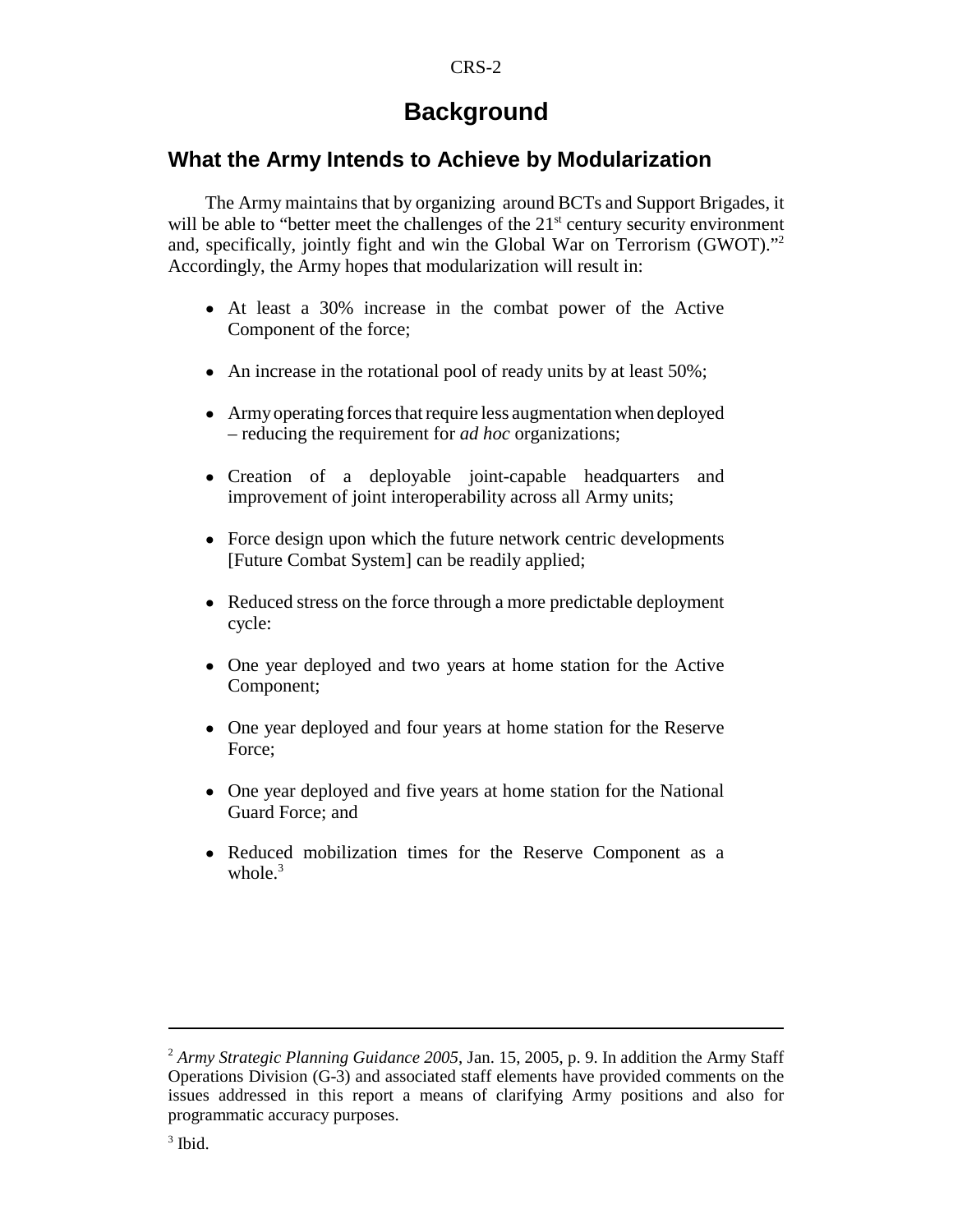# Background

## What the Army Intends to Achieve by Modularization

The Army maintains that by organizing around BCTs and Support Brigades, it will be able to "better meet the challenges of the 21st century security environment and, specifically, jointly fight and win the Global War on Terrorism (GWOT)."[2] Accordingly, the Army hopes that modularization will result in:

- At least a 30% increase in the combat power of the Active Component of the force;
- An increase in the rotational pool of ready units by at least 50%;
- Army operating forces that require less augmentation when deployed – reducing the requirement for *ad hoc* organizations;
- Creation of a deployable joint-capable headquarters and improvement of joint interoperability across all Army units;
- Force design upon which the future network centric developments [Future Combat System] can be readily applied;
- Reduced stress on the force through a more predictable deployment cycle:
- One year deployed and two years at home station for the Active Component;
- One year deployed and four years at home station for the Reserve Force;
- One year deployed and five years at home station for the National Guard Force; and
- Reduced mobilization times for the Reserve Component as a whole.[3]

---

[2] *Army Strategic Planning Guidance 2005*, Jan. 15, 2005, p. 9. In addition the Army Staff Operations Division (G-3) and associated staff elements have provided comments on the issues addressed in this report a means of clarifying Army positions and also for programmatic accuracy purposes.

[3] Ibid.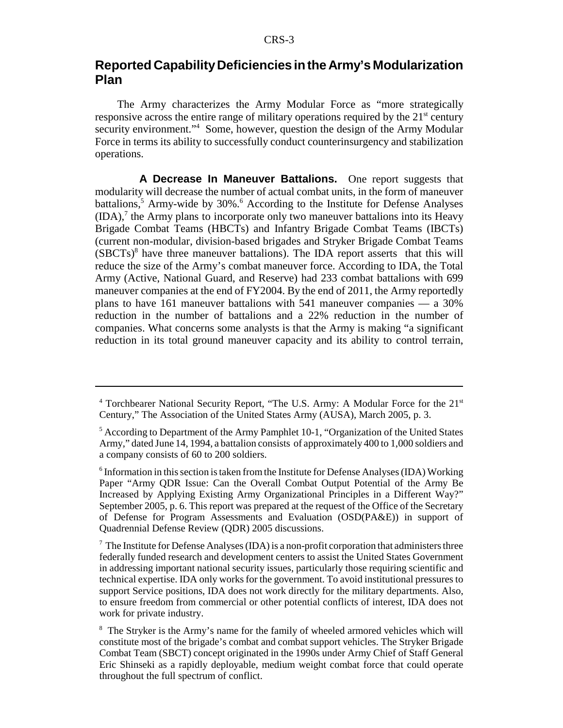## Reported Capability Deficiencies in the Army's Modularization Plan

The Army characterizes the Army Modular Force as "more strategically responsive across the entire range of military operations required by the 21st century security environment."[4] Some, however, question the design of the Army Modular Force in terms its ability to successfully conduct counterinsurgency and stabilization operations.

**A Decrease In Maneuver Battalions.** One report suggests that modularity will decrease the number of actual combat units, in the form of maneuver battalions,[5] Army-wide by 30%.[6] According to the Institute for Defense Analyses (IDA),[7] the Army plans to incorporate only two maneuver battalions into its Heavy Brigade Combat Teams (HBCTs) and Infantry Brigade Combat Teams (IBCTs) (current non-modular, division-based brigades and Stryker Brigade Combat Teams (SBCTs)[8] have three maneuver battalions). The IDA report asserts that this will reduce the size of the Army's combat maneuver force. According to IDA, the Total Army (Active, National Guard, and Reserve) had 233 combat battalions with 699 maneuver companies at the end of FY2004. By the end of 2011, the Army reportedly plans to have 161 maneuver battalions with 541 maneuver companies — a 30% reduction in the number of battalions and a 22% reduction in the number of companies. What concerns some analysts is that the Army is making "a significant reduction in its total ground maneuver capacity and its ability to control terrain,

---

[4] Torchbearer National Security Report, "The U.S. Army: A Modular Force for the 21st Century," The Association of the United States Army (AUSA), March 2005, p. 3.

[5] According to Department of the Army Pamphlet 10-1, "Organization of the United States Army," dated June 14, 1994, a battalion consists of approximately 400 to 1,000 soldiers and a company consists of 60 to 200 soldiers.

[6] Information in this section is taken from the Institute for Defense Analyses (IDA) Working Paper "Army QDR Issue: Can the Overall Combat Output Potential of the Army Be Increased by Applying Existing Army Organizational Principles in a Different Way?" September 2005, p. 6. This report was prepared at the request of the Office of the Secretary of Defense for Program Assessments and Evaluation (OSD(PA&E)) in support of Quadrennial Defense Review (QDR) 2005 discussions.

[7] The Institute for Defense Analyses (IDA) is a non-profit corporation that administers three federally funded research and development centers to assist the United States Government in addressing important national security issues, particularly those requiring scientific and technical expertise. IDA only works for the government. To avoid institutional pressures to support Service positions, IDA does not work directly for the military departments. Also, to ensure freedom from commercial or other potential conflicts of interest, IDA does not work for private industry.

[8] The Stryker is the Army's name for the family of wheeled armored vehicles which will constitute most of the brigade's combat and combat support vehicles. The Stryker Brigade Combat Team (SBCT) concept originated in the 1990s under Army Chief of Staff General Eric Shinseki as a rapidly deployable, medium weight combat force that could operate throughout the full spectrum of conflict.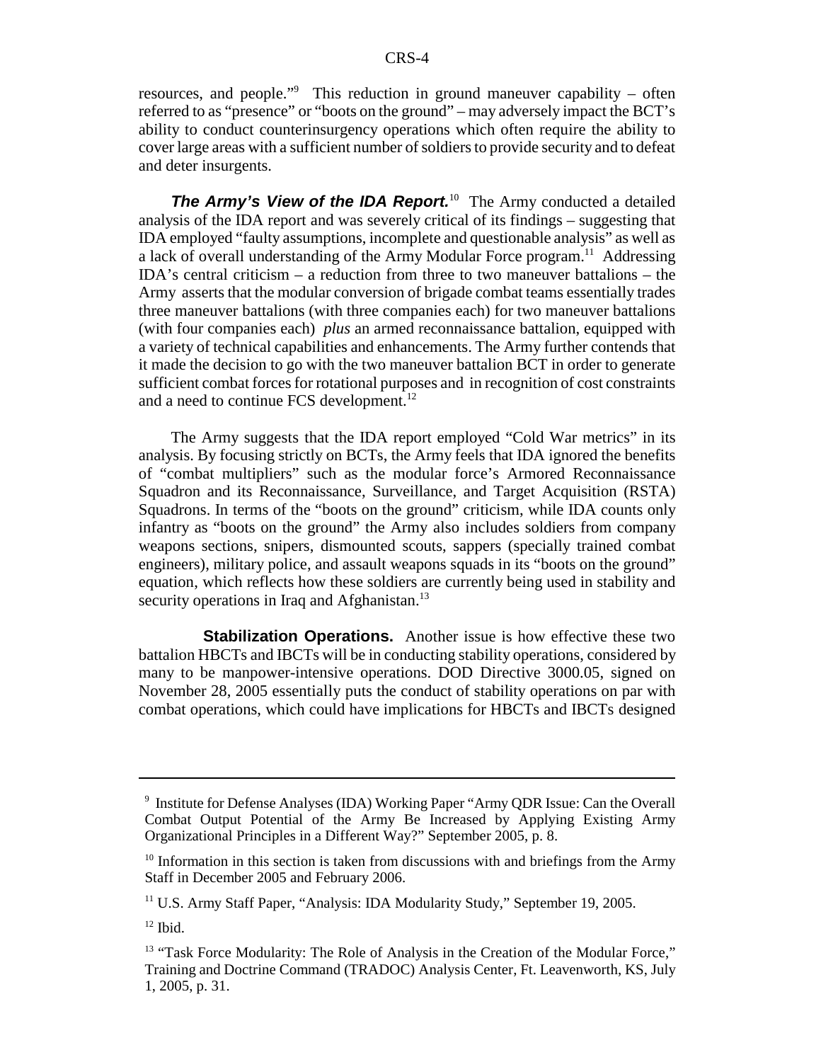resources, and people."[9] This reduction in ground maneuver capability – often referred to as "presence" or "boots on the ground" – may adversely impact the BCT's ability to conduct counterinsurgency operations which often require the ability to cover large areas with a sufficient number of soldiers to provide security and to defeat and deter insurgents.

***The Army's View of the IDA Report.***[10] The Army conducted a detailed analysis of the IDA report and was severely critical of its findings – suggesting that IDA employed "faulty assumptions, incomplete and questionable analysis" as well as a lack of overall understanding of the Army Modular Force program.[11] Addressing IDA's central criticism – a reduction from three to two maneuver battalions – the Army asserts that the modular conversion of brigade combat teams essentially trades three maneuver battalions (with three companies each) for two maneuver battalions (with four companies each) *plus* an armed reconnaissance battalion, equipped with a variety of technical capabilities and enhancements. The Army further contends that it made the decision to go with the two maneuver battalion BCT in order to generate sufficient combat forces for rotational purposes and in recognition of cost constraints and a need to continue FCS development.[12]

The Army suggests that the IDA report employed "Cold War metrics" in its analysis. By focusing strictly on BCTs, the Army feels that IDA ignored the benefits of "combat multipliers" such as the modular force's Armored Reconnaissance Squadron and its Reconnaissance, Surveillance, and Target Acquisition (RSTA) Squadrons. In terms of the "boots on the ground" criticism, while IDA counts only infantry as "boots on the ground" the Army also includes soldiers from company weapons sections, snipers, dismounted scouts, sappers (specially trained combat engineers), military police, and assault weapons squads in its "boots on the ground" equation, which reflects how these soldiers are currently being used in stability and security operations in Iraq and Afghanistan.[13]

**Stabilization Operations.** Another issue is how effective these two battalion HBCTs and IBCTs will be in conducting stability operations, considered by many to be manpower-intensive operations. DOD Directive 3000.05, signed on November 28, 2005 essentially puts the conduct of stability operations on par with combat operations, which could have implications for HBCTs and IBCTs designed

---

[9] Institute for Defense Analyses (IDA) Working Paper "Army QDR Issue: Can the Overall Combat Output Potential of the Army Be Increased by Applying Existing Army Organizational Principles in a Different Way?" September 2005, p. 8.

[10] Information in this section is taken from discussions with and briefings from the Army Staff in December 2005 and February 2006.

[11] U.S. Army Staff Paper, "Analysis: IDA Modularity Study," September 19, 2005.

[12] Ibid.

[13] "Task Force Modularity: The Role of Analysis in the Creation of the Modular Force," Training and Doctrine Command (TRADOC) Analysis Center, Ft. Leavenworth, KS, July 1, 2005, p. 31.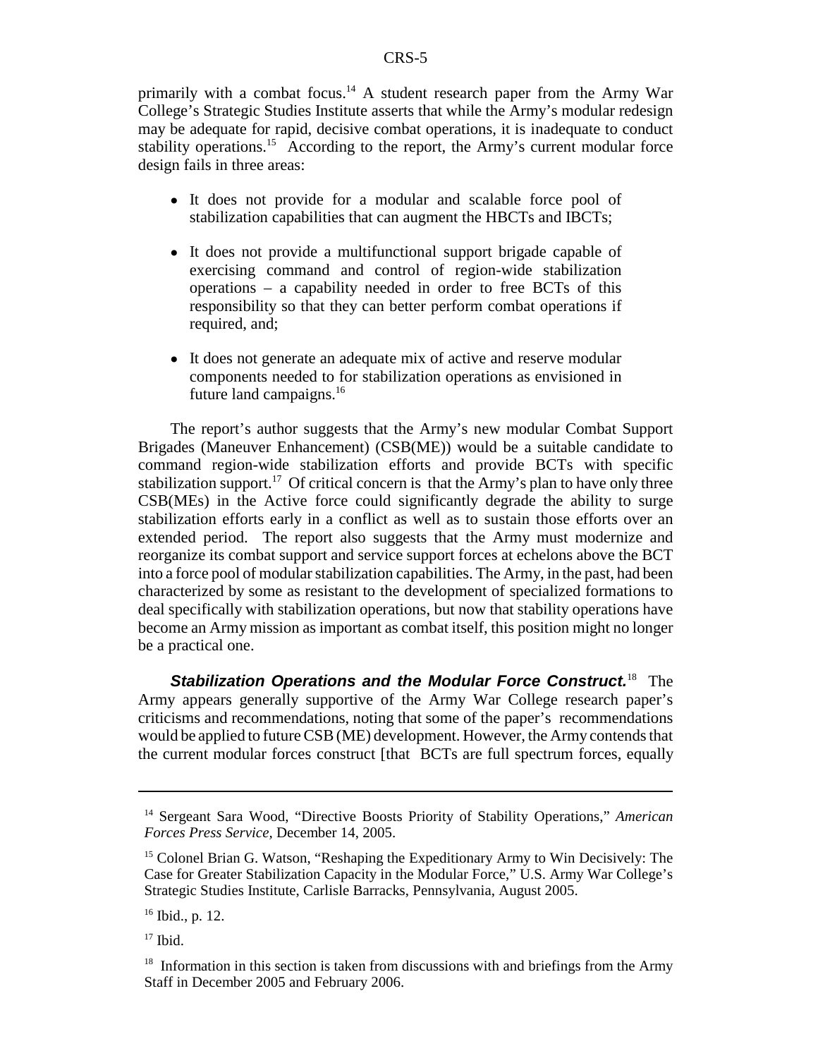primarily with a combat focus.[14] A student research paper from the Army War College's Strategic Studies Institute asserts that while the Army's modular redesign may be adequate for rapid, decisive combat operations, it is inadequate to conduct stability operations.[15] According to the report, the Army's current modular force design fails in three areas:

- It does not provide for a modular and scalable force pool of stabilization capabilities that can augment the HBCTs and IBCTs;
- It does not provide a multifunctional support brigade capable of exercising command and control of region-wide stabilization operations – a capability needed in order to free BCTs of this responsibility so that they can better perform combat operations if required, and;
- It does not generate an adequate mix of active and reserve modular components needed to for stabilization operations as envisioned in future land campaigns.[16]

The report's author suggests that the Army's new modular Combat Support Brigades (Maneuver Enhancement) (CSB(ME)) would be a suitable candidate to command region-wide stabilization efforts and provide BCTs with specific stabilization support.[17] Of critical concern is that the Army's plan to have only three CSB(ME)s in the Active force could significantly degrade the ability to surge stabilization efforts early in a conflict as well as to sustain those efforts over an extended period. The report also suggests that the Army must modernize and reorganize its combat support and service support forces at echelons above the BCT into a force pool of modular stabilization capabilities. The Army, in the past, had been characterized by some as resistant to the development of specialized formations to deal specifically with stabilization operations, but now that stability operations have become an Army mission as important as combat itself, this position might no longer be a practical one.

***Stabilization Operations and the Modular Force Construct.***[18] The Army appears generally supportive of the Army War College research paper's criticisms and recommendations, noting that some of the paper's recommendations would be applied to future CSB (ME) development. However, the Army contends that the current modular forces construct [that BCTs are full spectrum forces, equally

---

[14] Sergeant Sara Wood, "Directive Boosts Priority of Stability Operations," *American Forces Press Service,* December 14, 2005.

[15] Colonel Brian G. Watson, "Reshaping the Expeditionary Army to Win Decisively: The Case for Greater Stabilization Capacity in the Modular Force," U.S. Army War College's Strategic Studies Institute, Carlisle Barracks, Pennsylvania, August 2005.

[16] Ibid., p. 12.

[17] Ibid.

[18] Information in this section is taken from discussions with and briefings from the Army Staff in December 2005 and February 2006.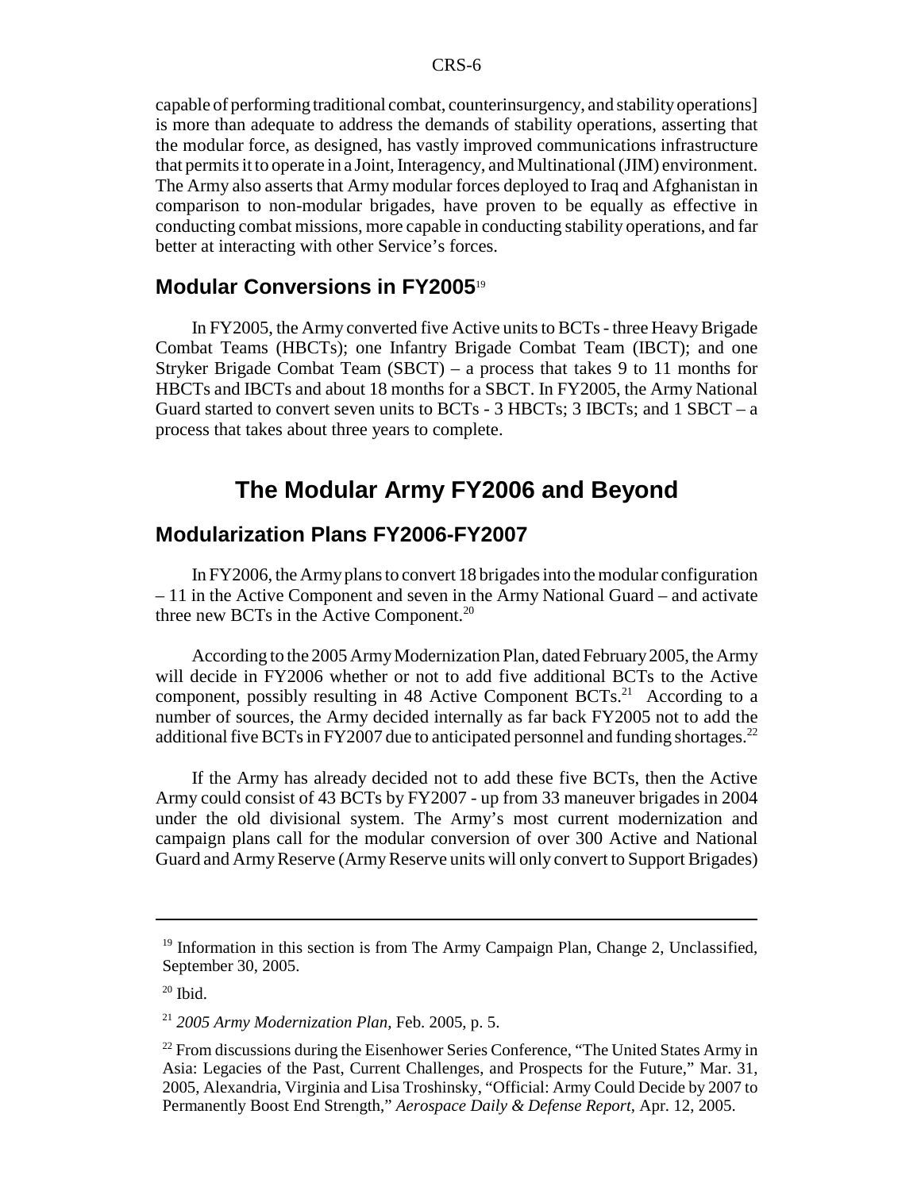capable of performing traditional combat, counterinsurgency, and stability operations] is more than adequate to address the demands of stability operations, asserting that the modular force, as designed, has vastly improved communications infrastructure that permits it to operate in a Joint, Interagency, and Multinational (JIM) environment. The Army also asserts that Army modular forces deployed to Iraq and Afghanistan in comparison to non-modular brigades, have proven to be equally as effective in conducting combat missions, more capable in conducting stability operations, and far better at interacting with other Service's forces.

### Modular Conversions in FY2005[19]

In FY2005, the Army converted five Active units to BCTs - three Heavy Brigade Combat Teams (HBCTs); one Infantry Brigade Combat Team (IBCT); and one Stryker Brigade Combat Team (SBCT) – a process that takes 9 to 11 months for HBCTs and IBCTs and about 18 months for a SBCT. In FY2005, the Army National Guard started to convert seven units to BCTs - 3 HBCTs; 3 IBCTs; and 1 SBCT – a process that takes about three years to complete.

## The Modular Army FY2006 and Beyond

### Modularization Plans FY2006-FY2007

In FY2006, the Army plans to convert 18 brigades into the modular configuration – 11 in the Active Component and seven in the Army National Guard – and activate three new BCTs in the Active Component.[20]

According to the 2005 Army Modernization Plan, dated February 2005, the Army will decide in FY2006 whether or not to add five additional BCTs to the Active component, possibly resulting in 48 Active Component BCTs.[21] According to a number of sources, the Army decided internally as far back FY2005 not to add the additional five BCTs in FY2007 due to anticipated personnel and funding shortages.[22]

If the Army has already decided not to add these five BCTs, then the Active Army could consist of 43 BCTs by FY2007 - up from 33 maneuver brigades in 2004 under the old divisional system. The Army's most current modernization and campaign plans call for the modular conversion of over 300 Active and National Guard and Army Reserve (Army Reserve units will only convert to Support Brigades)

---

[19] Information in this section is from The Army Campaign Plan, Change 2, Unclassified, September 30, 2005.

[20] Ibid.

[21] *2005 Army Modernization Plan*, Feb. 2005, p. 5.

[22] From discussions during the Eisenhower Series Conference, "The United States Army in Asia: Legacies of the Past, Current Challenges, and Prospects for the Future," Mar. 31, 2005, Alexandria, Virginia and Lisa Troshinsky, "Official: Army Could Decide by 2007 to Permanently Boost End Strength," *Aerospace Daily & Defense Report*, Apr. 12, 2005.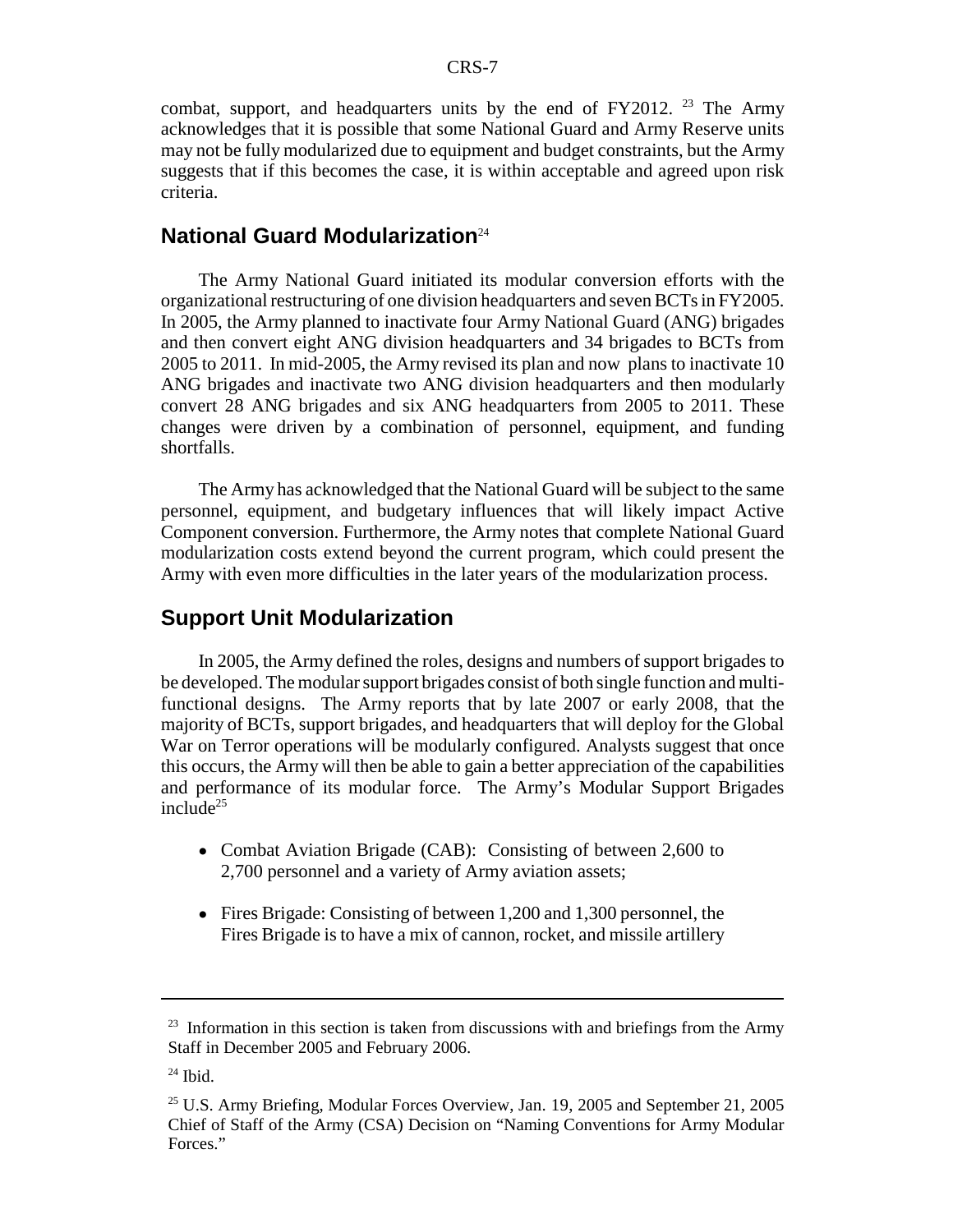combat, support, and headquarters units by the end of FY2012. [23] The Army acknowledges that it is possible that some National Guard and Army Reserve units may not be fully modularized due to equipment and budget constraints, but the Army suggests that if this becomes the case, it is within acceptable and agreed upon risk criteria.

## National Guard Modularization[24]

The Army National Guard initiated its modular conversion efforts with the organizational restructuring of one division headquarters and seven BCTs in FY2005. In 2005, the Army planned to inactivate four Army National Guard (ANG) brigades and then convert eight ANG division headquarters and 34 brigades to BCTs from 2005 to 2011. In mid-2005, the Army revised its plan and now plans to inactivate 10 ANG brigades and inactivate two ANG division headquarters and then modularly convert 28 ANG brigades and six ANG headquarters from 2005 to 2011. These changes were driven by a combination of personnel, equipment, and funding shortfalls.

The Army has acknowledged that the National Guard will be subject to the same personnel, equipment, and budgetary influences that will likely impact Active Component conversion. Furthermore, the Army notes that complete National Guard modularization costs extend beyond the current program, which could present the Army with even more difficulties in the later years of the modularization process.

## Support Unit Modularization

In 2005, the Army defined the roles, designs and numbers of support brigades to be developed. The modular support brigades consist of both single function and multi-functional designs. The Army reports that by late 2007 or early 2008, that the majority of BCTs, support brigades, and headquarters that will deploy for the Global War on Terror operations will be modularly configured. Analysts suggest that once this occurs, the Army will then be able to gain a better appreciation of the capabilities and performance of its modular force. The Army's Modular Support Brigades include[25]

- Combat Aviation Brigade (CAB): Consisting of between 2,600 to 2,700 personnel and a variety of Army aviation assets;
- Fires Brigade: Consisting of between 1,200 and 1,300 personnel, the Fires Brigade is to have a mix of cannon, rocket, and missile artillery

---

[23] Information in this section is taken from discussions with and briefings from the Army Staff in December 2005 and February 2006.

[24] Ibid.

[25] U.S. Army Briefing, Modular Forces Overview, Jan. 19, 2005 and September 21, 2005 Chief of Staff of the Army (CSA) Decision on "Naming Conventions for Army Modular Forces."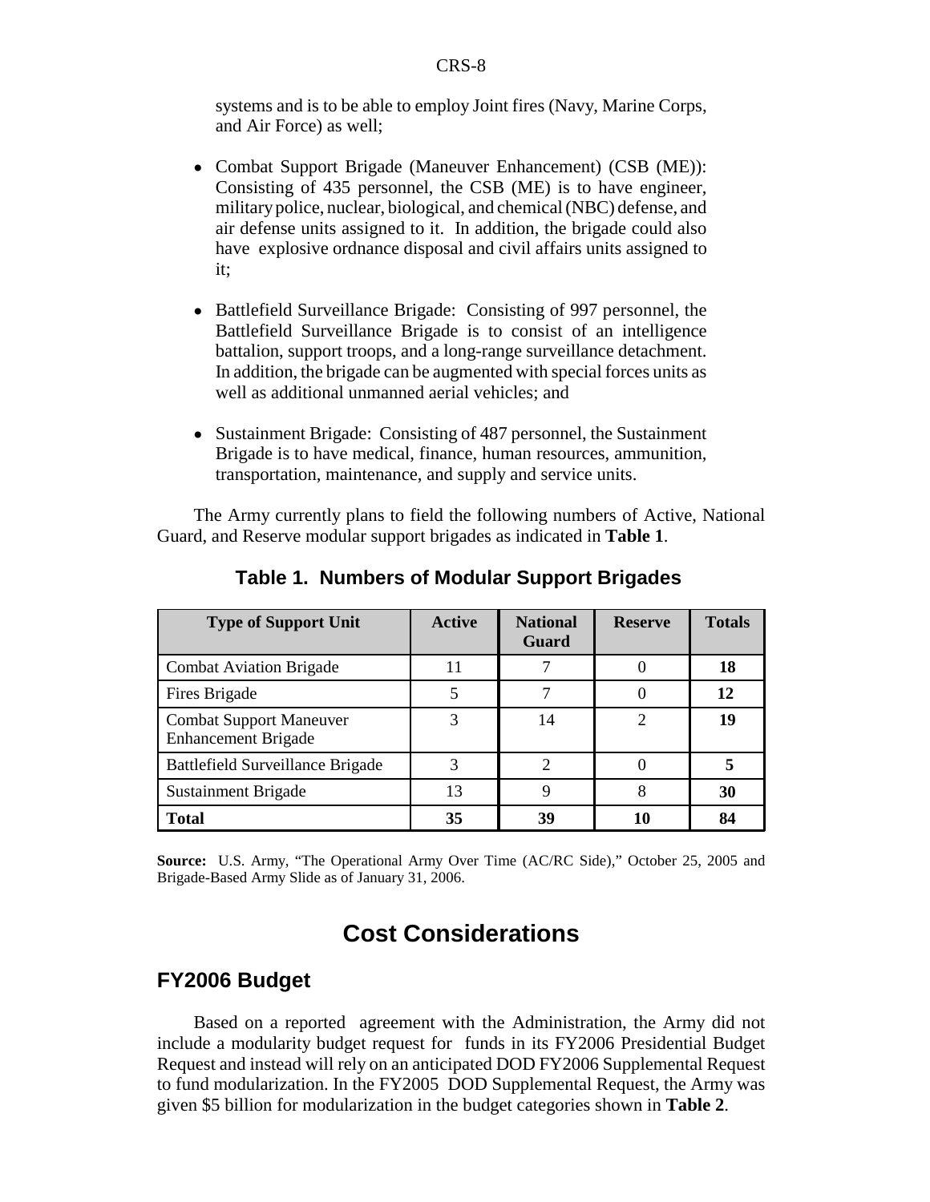systems and is to be able to employ Joint fires (Navy, Marine Corps, and Air Force) as well;

- Combat Support Brigade (Maneuver Enhancement) (CSB (ME)): Consisting of 435 personnel, the CSB (ME) is to have engineer, military police, nuclear, biological, and chemical (NBC) defense, and air defense units assigned to it. In addition, the brigade could also have explosive ordnance disposal and civil affairs units assigned to it;
- Battlefield Surveillance Brigade: Consisting of 997 personnel, the Battlefield Surveillance Brigade is to consist of an intelligence battalion, support troops, and a long-range surveillance detachment. In addition, the brigade can be augmented with special forces units as well as additional unmanned aerial vehicles; and
- Sustainment Brigade: Consisting of 487 personnel, the Sustainment Brigade is to have medical, finance, human resources, ammunition, transportation, maintenance, and supply and service units.

The Army currently plans to field the following numbers of Active, National Guard, and Reserve modular support brigades as indicated in **Table 1**.

**Table 1. Numbers of Modular Support Brigades**

| Type of Support Unit | Active | National Guard | Reserve | Totals |
|---|---|---|---|---|
| Combat Aviation Brigade | 11 | 7 | 0 | **18** |
| Fires Brigade | 5 | 7 | 0 | **12** |
| Combat Support Maneuver Enhancement Brigade | 3 | 14 | 2 | **19** |
| Battlefield Surveillance Brigade | 3 | 2 | 0 | **5** |
| Sustainment Brigade | 13 | 9 | 8 | **30** |
| **Total** | **35** | **39** | **10** | **84** |

**Source:** U.S. Army, "The Operational Army Over Time (AC/RC Side)," October 25, 2005 and Brigade-Based Army Slide as of January 31, 2006.

# Cost Considerations

## FY2006 Budget

Based on a reported agreement with the Administration, the Army did not include a modularity budget request for funds in its FY2006 Presidential Budget Request and instead will rely on an anticipated DOD FY2006 Supplemental Request to fund modularization. In the FY2005 DOD Supplemental Request, the Army was given $5 billion for modularization in the budget categories shown in **Table 2**.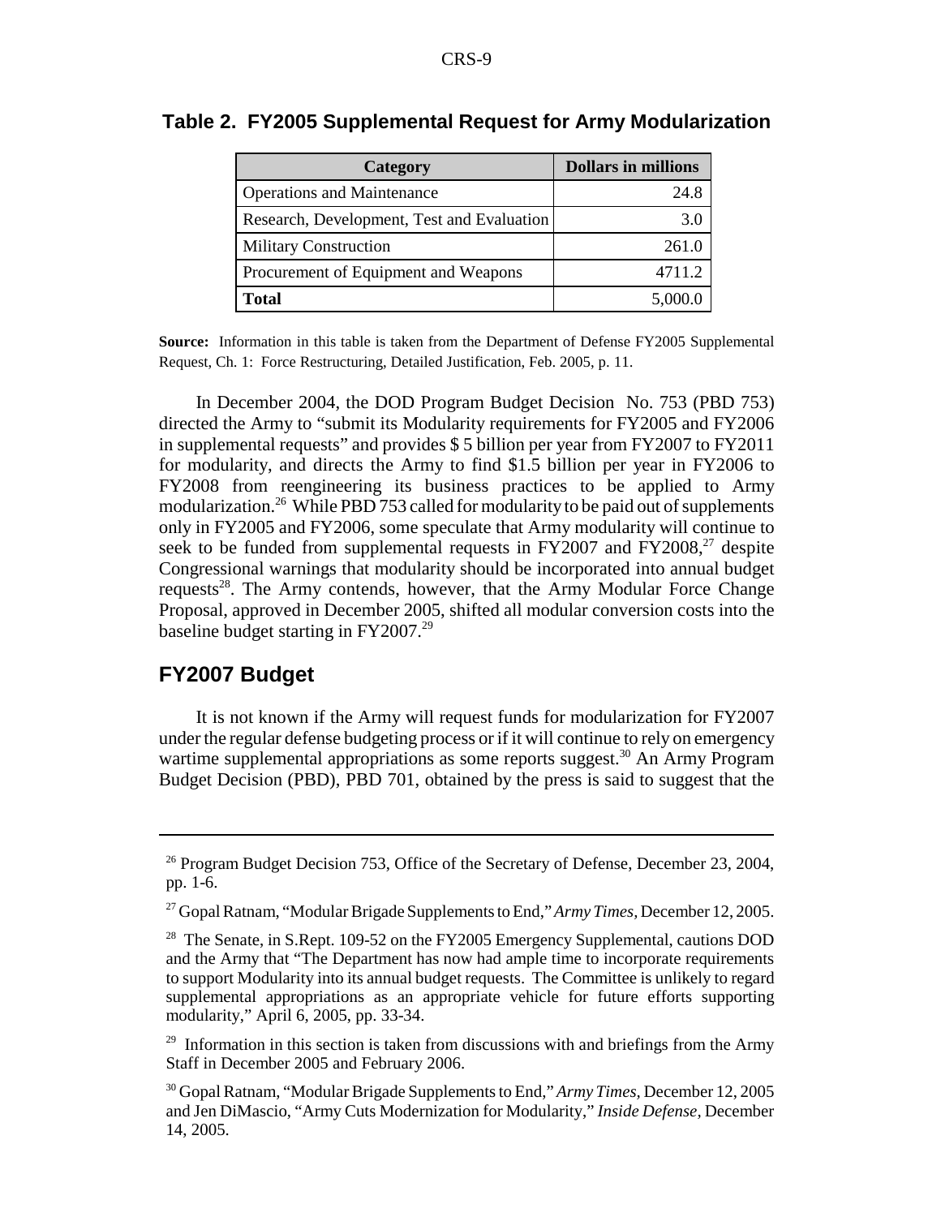**Table 2. FY2005 Supplemental Request for Army Modularization**

| Category | Dollars in millions |
|---|---|
| Operations and Maintenance | 24.8 |
| Research, Development, Test and Evaluation | 3.0 |
| Military Construction | 261.0 |
| Procurement of Equipment and Weapons | 4711.2 |
| **Total** | 5,000.0 |

**Source:** Information in this table is taken from the Department of Defense FY2005 Supplemental Request, Ch. 1: Force Restructuring, Detailed Justification, Feb. 2005, p. 11.

In December 2004, the DOD Program Budget Decision No. 753 (PBD 753) directed the Army to "submit its Modularity requirements for FY2005 and FY2006 in supplemental requests" and provides $ 5 billion per year from FY2007 to FY2011 for modularity, and directs the Army to find $1.5 billion per year in FY2006 to FY2008 from reengineering its business practices to be applied to Army modularization.[26] While PBD 753 called for modularity to be paid out of supplements only in FY2005 and FY2006, some speculate that Army modularity will continue to seek to be funded from supplemental requests in FY2007 and FY2008,[27] despite Congressional warnings that modularity should be incorporated into annual budget requests[28]. The Army contends, however, that the Army Modular Force Change Proposal, approved in December 2005, shifted all modular conversion costs into the baseline budget starting in FY2007.[29]

## FY2007 Budget

It is not known if the Army will request funds for modularization for FY2007 under the regular defense budgeting process or if it will continue to rely on emergency wartime supplemental appropriations as some reports suggest.[30] An Army Program Budget Decision (PBD), PBD 701, obtained by the press is said to suggest that the

---

[26] Program Budget Decision 753, Office of the Secretary of Defense, December 23, 2004, pp. 1-6.

[27] Gopal Ratnam, "Modular Brigade Supplements to End," *Army Times*, December 12, 2005.

[28] The Senate, in S.Rept. 109-52 on the FY2005 Emergency Supplemental, cautions DOD and the Army that "The Department has now had ample time to incorporate requirements to support Modularity into its annual budget requests. The Committee is unlikely to regard supplemental appropriations as an appropriate vehicle for future efforts supporting modularity," April 6, 2005, pp. 33-34.

[29] Information in this section is taken from discussions with and briefings from the Army Staff in December 2005 and February 2006.

[30] Gopal Ratnam, "Modular Brigade Supplements to End," *Army Times*, December 12, 2005 and Jen DiMascio, "Army Cuts Modernization for Modularity," *Inside Defense*, December 14, 2005.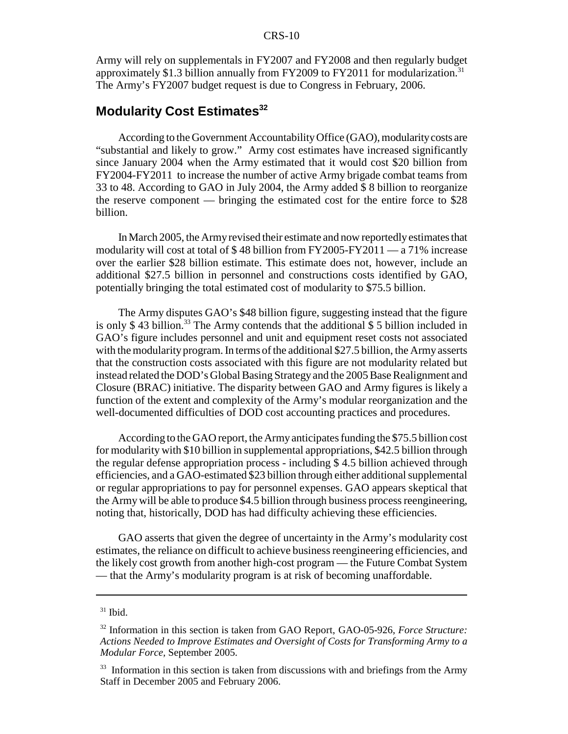Army will rely on supplementals in FY2007 and FY2008 and then regularly budget approximately $1.3 billion annually from FY2009 to FY2011 for modularization.[31] The Army's FY2007 budget request is due to Congress in February, 2006.

## Modularity Cost Estimates[32]

According to the Government Accountability Office (GAO), modularity costs are "substantial and likely to grow." Army cost estimates have increased significantly since January 2004 when the Army estimated that it would cost $20 billion from FY2004-FY2011 to increase the number of active Army brigade combat teams from 33 to 48. According to GAO in July 2004, the Army added $ 8 billion to reorganize the reserve component — bringing the estimated cost for the entire force to $28 billion.

In March 2005, the Army revised their estimate and now reportedly estimates that modularity will cost at total of $ 48 billion from FY2005-FY2011 — a 71% increase over the earlier $28 billion estimate. This estimate does not, however, include an additional $27.5 billion in personnel and constructions costs identified by GAO, potentially bringing the total estimated cost of modularity to $75.5 billion.

The Army disputes GAO's $48 billion figure, suggesting instead that the figure is only $ 43 billion.[33] The Army contends that the additional $ 5 billion included in GAO's figure includes personnel and unit and equipment reset costs not associated with the modularity program. In terms of the additional $27.5 billion, the Army asserts that the construction costs associated with this figure are not modularity related but instead related the DOD's Global Basing Strategy and the 2005 Base Realignment and Closure (BRAC) initiative. The disparity between GAO and Army figures is likely a function of the extent and complexity of the Army's modular reorganization and the well-documented difficulties of DOD cost accounting practices and procedures.

According to the GAO report, the Army anticipates funding the $75.5 billion cost for modularity with $10 billion in supplemental appropriations, $42.5 billion through the regular defense appropriation process - including $ 4.5 billion achieved through efficiencies, and a GAO-estimated $23 billion through either additional supplemental or regular appropriations to pay for personnel expenses. GAO appears skeptical that the Army will be able to produce $4.5 billion through business process reengineering, noting that, historically, DOD has had difficulty achieving these efficiencies.

GAO asserts that given the degree of uncertainty in the Army's modularity cost estimates, the reliance on difficult to achieve business reengineering efficiencies, and the likely cost growth from another high-cost program — the Future Combat System — that the Army's modularity program is at risk of becoming unaffordable.

---

[31] Ibid.

[32] Information in this section is taken from GAO Report, GAO-05-926, *Force Structure: Actions Needed to Improve Estimates and Oversight of Costs for Transforming Army to a Modular Force*, September 2005.

[33] Information in this section is taken from discussions with and briefings from the Army Staff in December 2005 and February 2006.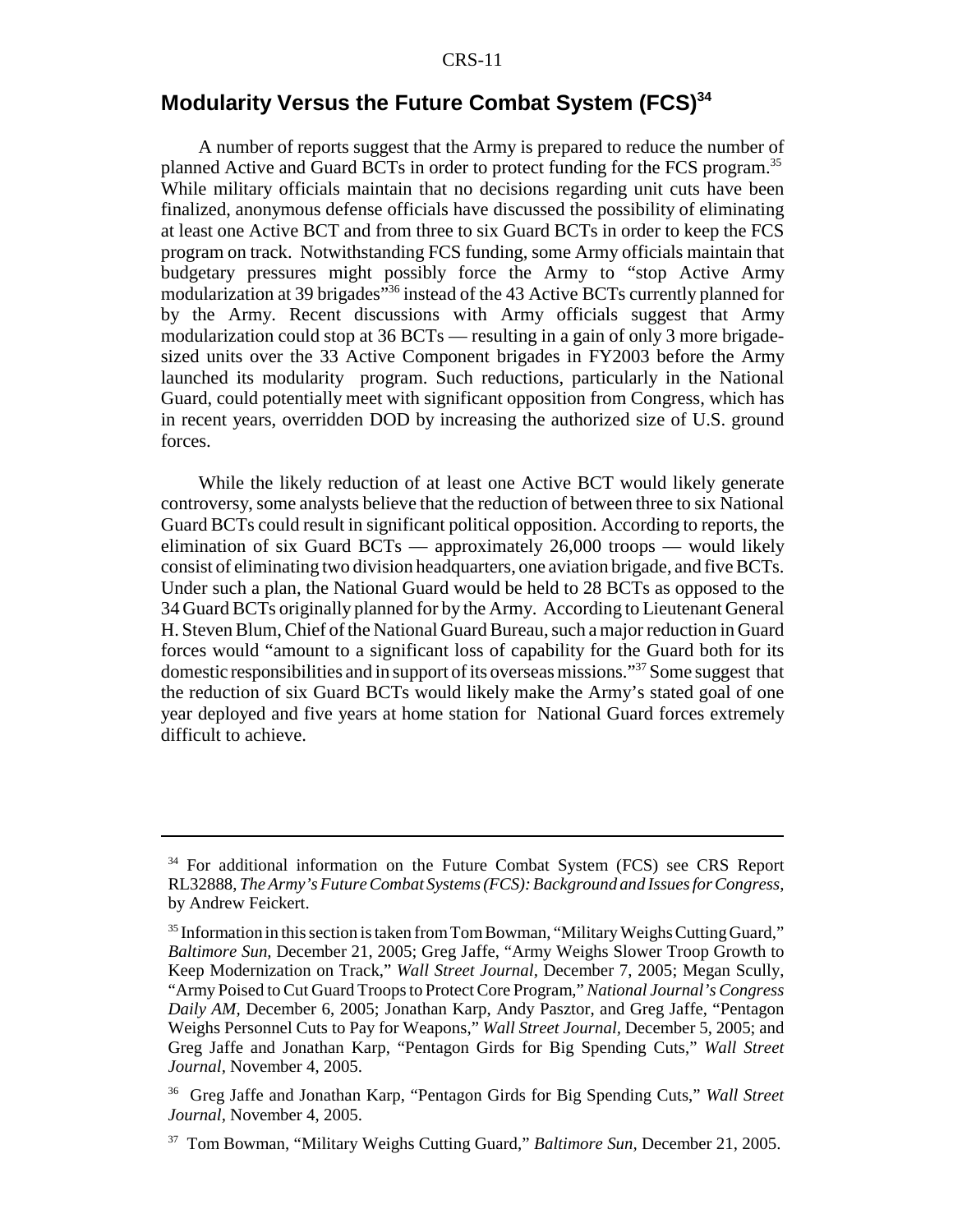## Modularity Versus the Future Combat System (FCS)[34]

A number of reports suggest that the Army is prepared to reduce the number of planned Active and Guard BCTs in order to protect funding for the FCS program.[35] While military officials maintain that no decisions regarding unit cuts have been finalized, anonymous defense officials have discussed the possibility of eliminating at least one Active BCT and from three to six Guard BCTs in order to keep the FCS program on track. Notwithstanding FCS funding, some Army officials maintain that budgetary pressures might possibly force the Army to "stop Active Army modularization at 39 brigades"[36] instead of the 43 Active BCTs currently planned for by the Army. Recent discussions with Army officials suggest that Army modularization could stop at 36 BCTs — resulting in a gain of only 3 more brigade-sized units over the 33 Active Component brigades in FY2003 before the Army launched its modularity program. Such reductions, particularly in the National Guard, could potentially meet with significant opposition from Congress, which has in recent years, overridden DOD by increasing the authorized size of U.S. ground forces.

While the likely reduction of at least one Active BCT would likely generate controversy, some analysts believe that the reduction of between three to six National Guard BCTs could result in significant political opposition. According to reports, the elimination of six Guard BCTs — approximately 26,000 troops — would likely consist of eliminating two division headquarters, one aviation brigade, and five BCTs. Under such a plan, the National Guard would be held to 28 BCTs as opposed to the 34 Guard BCTs originally planned for by the Army. According to Lieutenant General H. Steven Blum, Chief of the National Guard Bureau, such a major reduction in Guard forces would "amount to a significant loss of capability for the Guard both for its domestic responsibilities and in support of its overseas missions."[37] Some suggest that the reduction of six Guard BCTs would likely make the Army's stated goal of one year deployed and five years at home station for National Guard forces extremely difficult to achieve.

---

[34] For additional information on the Future Combat System (FCS) see CRS Report RL32888, *The Army's Future Combat Systems (FCS): Background and Issues for Congress*, by Andrew Feickert.

[35] Information in this section is taken from Tom Bowman, "Military Weighs Cutting Guard," *Baltimore Sun*, December 21, 2005; Greg Jaffe, "Army Weighs Slower Troop Growth to Keep Modernization on Track," *Wall Street Journal*, December 7, 2005; Megan Scully, "Army Poised to Cut Guard Troops to Protect Core Program," *National Journal's Congress Daily AM*, December 6, 2005; Jonathan Karp, Andy Pasztor, and Greg Jaffe, "Pentagon Weighs Personnel Cuts to Pay for Weapons," *Wall Street Journal*, December 5, 2005; and Greg Jaffe and Jonathan Karp, "Pentagon Girds for Big Spending Cuts," *Wall Street Journal*, November 4, 2005.

[36] Greg Jaffe and Jonathan Karp, "Pentagon Girds for Big Spending Cuts," *Wall Street Journal*, November 4, 2005.

[37] Tom Bowman, "Military Weighs Cutting Guard," *Baltimore Sun*, December 21, 2005.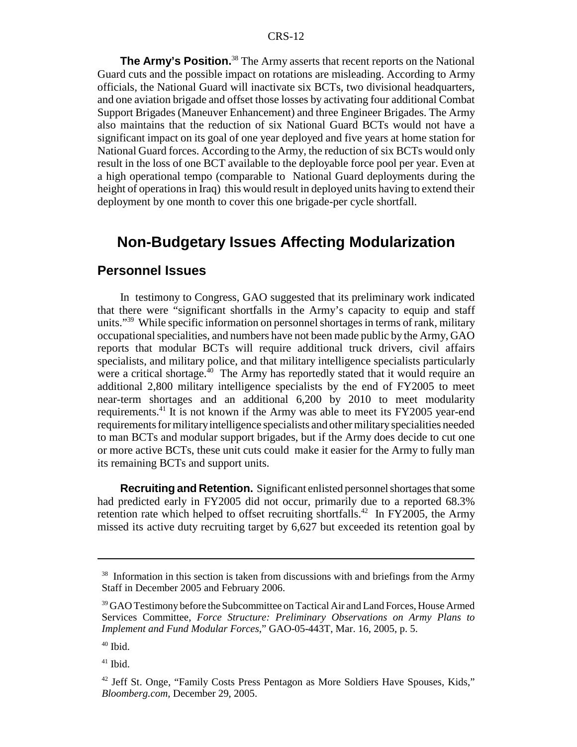**The Army's Position.**[38] The Army asserts that recent reports on the National Guard cuts and the possible impact on rotations are misleading. According to Army officials, the National Guard will inactivate six BCTs, two divisional headquarters, and one aviation brigade and offset those losses by activating four additional Combat Support Brigades (Maneuver Enhancement) and three Engineer Brigades. The Army also maintains that the reduction of six National Guard BCTs would not have a significant impact on its goal of one year deployed and five years at home station for National Guard forces. According to the Army, the reduction of six BCTs would only result in the loss of one BCT available to the deployable force pool per year. Even at a high operational tempo (comparable to National Guard deployments during the height of operations in Iraq) this would result in deployed units having to extend their deployment by one month to cover this one brigade-per cycle shortfall.

## Non-Budgetary Issues Affecting Modularization

### Personnel Issues

In testimony to Congress, GAO suggested that its preliminary work indicated that there were "significant shortfalls in the Army's capacity to equip and staff units."[39] While specific information on personnel shortages in terms of rank, military occupational specialities, and numbers have not been made public by the Army, GAO reports that modular BCTs will require additional truck drivers, civil affairs specialists, and military police, and that military intelligence specialists particularly were a critical shortage.[40] The Army has reportedly stated that it would require an additional 2,800 military intelligence specialists by the end of FY2005 to meet near-term shortages and an additional 6,200 by 2010 to meet modularity requirements.[41] It is not known if the Army was able to meet its FY2005 year-end requirements for military intelligence specialists and other military specialities needed to man BCTs and modular support brigades, but if the Army does decide to cut one or more active BCTs, these unit cuts could make it easier for the Army to fully man its remaining BCTs and support units.

**Recruiting and Retention.** Significant enlisted personnel shortages that some had predicted early in FY2005 did not occur, primarily due to a reported 68.3% retention rate which helped to offset recruiting shortfalls.[42] In FY2005, the Army missed its active duty recruiting target by 6,627 but exceeded its retention goal by

---

[38] Information in this section is taken from discussions with and briefings from the Army Staff in December 2005 and February 2006.

[39] GAO Testimony before the Subcommittee on Tactical Air and Land Forces, House Armed Services Committee, *Force Structure: Preliminary Observations on Army Plans to Implement and Fund Modular Forces*," GAO-05-443T, Mar. 16, 2005, p. 5.

[40] Ibid.

[41] Ibid.

[42] Jeff St. Onge, "Family Costs Press Pentagon as More Soldiers Have Spouses, Kids," *Bloomberg.com*, December 29, 2005.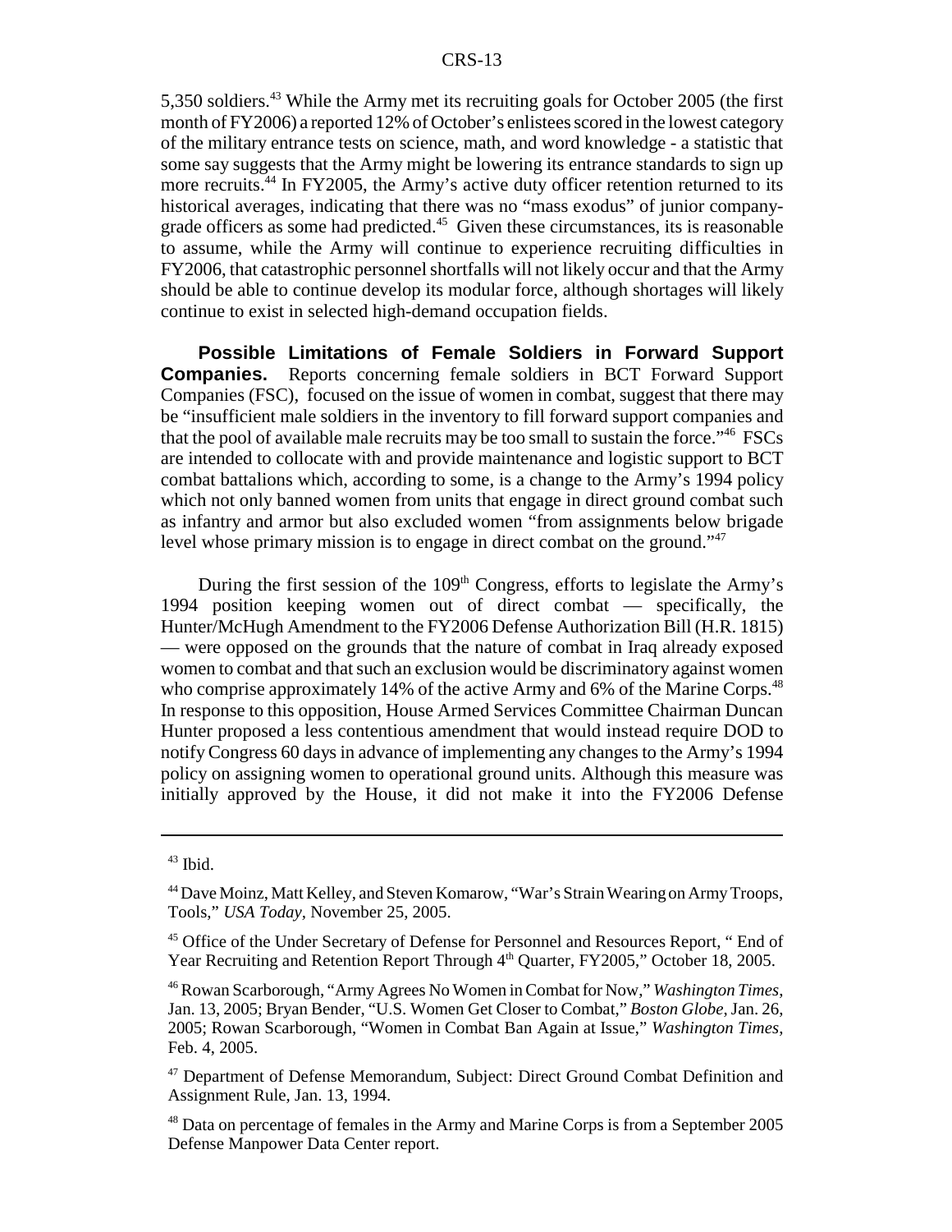5,350 soldiers.[43] While the Army met its recruiting goals for October 2005 (the first month of FY2006) a reported 12% of October's enlistees scored in the lowest category of the military entrance tests on science, math, and word knowledge - a statistic that some say suggests that the Army might be lowering its entrance standards to sign up more recruits.[44] In FY2005, the Army's active duty officer retention returned to its historical averages, indicating that there was no "mass exodus" of junior company-grade officers as some had predicted.[45] Given these circumstances, its is reasonable to assume, while the Army will continue to experience recruiting difficulties in FY2006, that catastrophic personnel shortfalls will not likely occur and that the Army should be able to continue develop its modular force, although shortages will likely continue to exist in selected high-demand occupation fields.

**Possible Limitations of Female Soldiers in Forward Support Companies.** Reports concerning female soldiers in BCT Forward Support Companies (FSC), focused on the issue of women in combat, suggest that there may be "insufficient male soldiers in the inventory to fill forward support companies and that the pool of available male recruits may be too small to sustain the force."[46] FSCs are intended to collocate with and provide maintenance and logistic support to BCT combat battalions which, according to some, is a change to the Army's 1994 policy which not only banned women from units that engage in direct ground combat such as infantry and armor but also excluded women "from assignments below brigade level whose primary mission is to engage in direct combat on the ground."[47]

During the first session of the 109th Congress, efforts to legislate the Army's 1994 position keeping women out of direct combat — specifically, the Hunter/McHugh Amendment to the FY2006 Defense Authorization Bill (H.R. 1815) — were opposed on the grounds that the nature of combat in Iraq already exposed women to combat and that such an exclusion would be discriminatory against women who comprise approximately 14% of the active Army and 6% of the Marine Corps.[48] In response to this opposition, House Armed Services Committee Chairman Duncan Hunter proposed a less contentious amendment that would instead require DOD to notify Congress 60 days in advance of implementing any changes to the Army's 1994 policy on assigning women to operational ground units. Although this measure was initially approved by the House, it did not make it into the FY2006 Defense

---

[43] Ibid.

[44] Dave Moinz, Matt Kelley, and Steven Komarow, "War's Strain Wearing on Army Troops, Tools," *USA Today*, November 25, 2005.

[45] Office of the Under Secretary of Defense for Personnel and Resources Report, " End of Year Recruiting and Retention Report Through 4th Quarter, FY2005," October 18, 2005.

[46] Rowan Scarborough, "Army Agrees No Women in Combat for Now," *Washington Times*, Jan. 13, 2005; Bryan Bender, "U.S. Women Get Closer to Combat," *Boston Globe*, Jan. 26, 2005; Rowan Scarborough, "Women in Combat Ban Again at Issue," *Washington Times*, Feb. 4, 2005.

[47] Department of Defense Memorandum, Subject: Direct Ground Combat Definition and Assignment Rule, Jan. 13, 1994.

[48] Data on percentage of females in the Army and Marine Corps is from a September 2005 Defense Manpower Data Center report.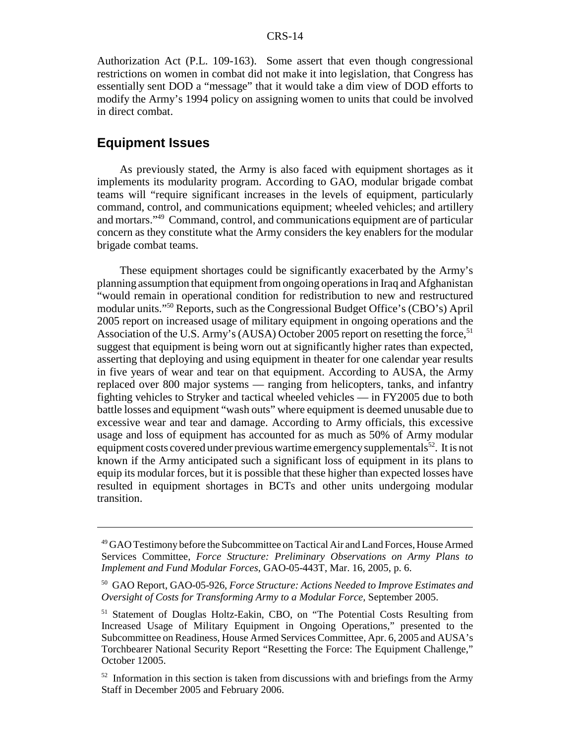Authorization Act (P.L. 109-163). Some assert that even though congressional restrictions on women in combat did not make it into legislation, that Congress has essentially sent DOD a "message" that it would take a dim view of DOD efforts to modify the Army's 1994 policy on assigning women to units that could be involved in direct combat.

## Equipment Issues

As previously stated, the Army is also faced with equipment shortages as it implements its modularity program. According to GAO, modular brigade combat teams will "require significant increases in the levels of equipment, particularly command, control, and communications equipment; wheeled vehicles; and artillery and mortars."[49] Command, control, and communications equipment are of particular concern as they constitute what the Army considers the key enablers for the modular brigade combat teams.

These equipment shortages could be significantly exacerbated by the Army's planning assumption that equipment from ongoing operations in Iraq and Afghanistan "would remain in operational condition for redistribution to new and restructured modular units."[50] Reports, such as the Congressional Budget Office's (CBO's) April 2005 report on increased usage of military equipment in ongoing operations and the Association of the U.S. Army's (AUSA) October 2005 report on resetting the force,[51] suggest that equipment is being worn out at significantly higher rates than expected, asserting that deploying and using equipment in theater for one calendar year results in five years of wear and tear on that equipment. According to AUSA, the Army replaced over 800 major systems — ranging from helicopters, tanks, and infantry fighting vehicles to Stryker and tactical wheeled vehicles — in FY2005 due to both battle losses and equipment "wash outs" where equipment is deemed unusable due to excessive wear and tear and damage. According to Army officials, this excessive usage and loss of equipment has accounted for as much as 50% of Army modular equipment costs covered under previous wartime emergency supplementals[52]. It is not known if the Army anticipated such a significant loss of equipment in its plans to equip its modular forces, but it is possible that these higher than expected losses have resulted in equipment shortages in BCTs and other units undergoing modular transition.

---

[49] GAO Testimony before the Subcommittee on Tactical Air and Land Forces, House Armed Services Committee, *Force Structure: Preliminary Observations on Army Plans to Implement and Fund Modular Forces*, GAO-05-443T, Mar. 16, 2005, p. 6.

[50] GAO Report, GAO-05-926, *Force Structure: Actions Needed to Improve Estimates and Oversight of Costs for Transforming Army to a Modular Force,* September 2005.

[51] Statement of Douglas Holtz-Eakin, CBO, on "The Potential Costs Resulting from Increased Usage of Military Equipment in Ongoing Operations," presented to the Subcommittee on Readiness, House Armed Services Committee, Apr. 6, 2005 and AUSA's Torchbearer National Security Report "Resetting the Force: The Equipment Challenge," October 12005.

[52] Information in this section is taken from discussions with and briefings from the Army Staff in December 2005 and February 2006.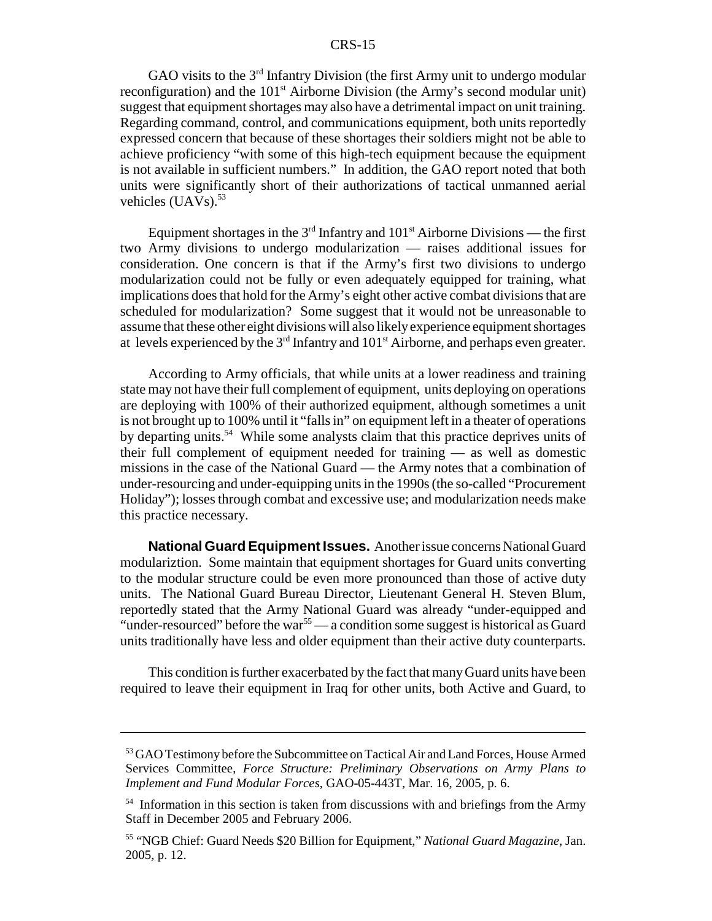GAO visits to the 3rd Infantry Division (the first Army unit to undergo modular reconfiguration) and the 101st Airborne Division (the Army's second modular unit) suggest that equipment shortages may also have a detrimental impact on unit training. Regarding command, control, and communications equipment, both units reportedly expressed concern that because of these shortages their soldiers might not be able to achieve proficiency "with some of this high-tech equipment because the equipment is not available in sufficient numbers." In addition, the GAO report noted that both units were significantly short of their authorizations of tactical unmanned aerial vehicles (UAVs).[53]

Equipment shortages in the 3rd Infantry and 101st Airborne Divisions — the first two Army divisions to undergo modularization — raises additional issues for consideration. One concern is that if the Army's first two divisions to undergo modularization could not be fully or even adequately equipped for training, what implications does that hold for the Army's eight other active combat divisions that are scheduled for modularization? Some suggest that it would not be unreasonable to assume that these other eight divisions will also likely experience equipment shortages at levels experienced by the 3rd Infantry and 101st Airborne, and perhaps even greater.

According to Army officials, that while units at a lower readiness and training state may not have their full complement of equipment, units deploying on operations are deploying with 100% of their authorized equipment, although sometimes a unit is not brought up to 100% until it "falls in" on equipment left in a theater of operations by departing units.[54] While some analysts claim that this practice deprives units of their full complement of equipment needed for training — as well as domestic missions in the case of the National Guard — the Army notes that a combination of under-resourcing and under-equipping units in the 1990s (the so-called "Procurement Holiday"); losses through combat and excessive use; and modularization needs make this practice necessary.

**National Guard Equipment Issues.** Another issue concerns National Guard modulariztion. Some maintain that equipment shortages for Guard units converting to the modular structure could be even more pronounced than those of active duty units. The National Guard Bureau Director, Lieutenant General H. Steven Blum, reportedly stated that the Army National Guard was already "under-equipped and "under-resourced" before the war[55] — a condition some suggest is historical as Guard units traditionally have less and older equipment than their active duty counterparts.

This condition is further exacerbated by the fact that many Guard units have been required to leave their equipment in Iraq for other units, both Active and Guard, to

---

[53] GAO Testimony before the Subcommittee on Tactical Air and Land Forces, House Armed Services Committee, *Force Structure: Preliminary Observations on Army Plans to Implement and Fund Modular Forces*, GAO-05-443T, Mar. 16, 2005, p. 6.

[54] Information in this section is taken from discussions with and briefings from the Army Staff in December 2005 and February 2006.

[55] "NGB Chief: Guard Needs $20 Billion for Equipment," *National Guard Magazine*, Jan. 2005, p. 12.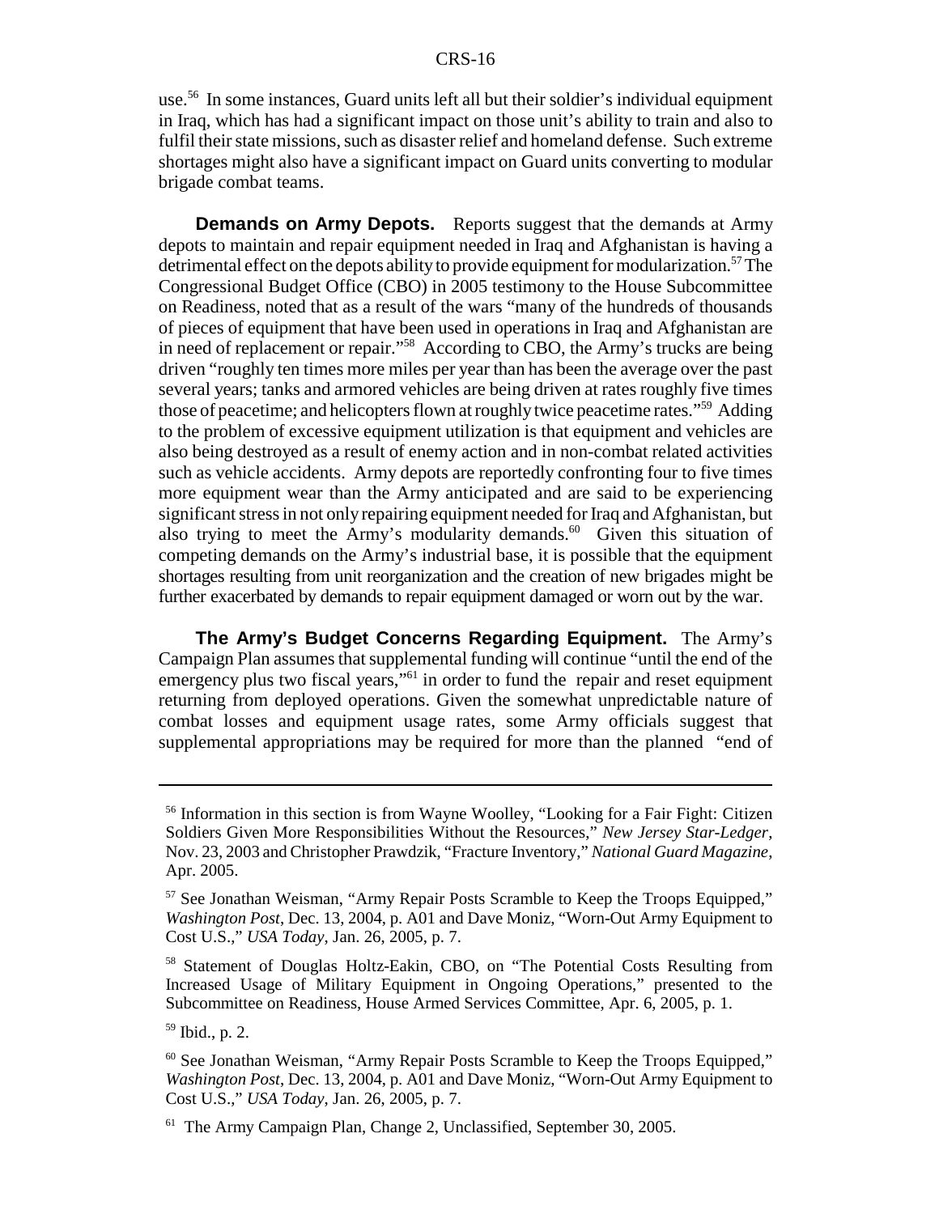use.[56] In some instances, Guard units left all but their soldier's individual equipment in Iraq, which has had a significant impact on those unit's ability to train and also to fulfil their state missions, such as disaster relief and homeland defense. Such extreme shortages might also have a significant impact on Guard units converting to modular brigade combat teams.

**Demands on Army Depots.** Reports suggest that the demands at Army depots to maintain and repair equipment needed in Iraq and Afghanistan is having a detrimental effect on the depots ability to provide equipment for modularization.[57] The Congressional Budget Office (CBO) in 2005 testimony to the House Subcommittee on Readiness, noted that as a result of the wars "many of the hundreds of thousands of pieces of equipment that have been used in operations in Iraq and Afghanistan are in need of replacement or repair."[58] According to CBO, the Army's trucks are being driven "roughly ten times more miles per year than has been the average over the past several years; tanks and armored vehicles are being driven at rates roughly five times those of peacetime; and helicopters flown at roughly twice peacetime rates."[59] Adding to the problem of excessive equipment utilization is that equipment and vehicles are also being destroyed as a result of enemy action and in non-combat related activities such as vehicle accidents. Army depots are reportedly confronting four to five times more equipment wear than the Army anticipated and are said to be experiencing significant stress in not only repairing equipment needed for Iraq and Afghanistan, but also trying to meet the Army's modularity demands.[60] Given this situation of competing demands on the Army's industrial base, it is possible that the equipment shortages resulting from unit reorganization and the creation of new brigades might be further exacerbated by demands to repair equipment damaged or worn out by the war.

**The Army's Budget Concerns Regarding Equipment.** The Army's Campaign Plan assumes that supplemental funding will continue "until the end of the emergency plus two fiscal years,"[61] in order to fund the repair and reset equipment returning from deployed operations. Given the somewhat unpredictable nature of combat losses and equipment usage rates, some Army officials suggest that supplemental appropriations may be required for more than the planned "end of

---

[56] Information in this section is from Wayne Woolley, "Looking for a Fair Fight: Citizen Soldiers Given More Responsibilities Without the Resources," *New Jersey Star-Ledger*, Nov. 23, 2003 and Christopher Prawdzik, "Fracture Inventory," *National Guard Magazine*, Apr. 2005.

[57] See Jonathan Weisman, "Army Repair Posts Scramble to Keep the Troops Equipped," *Washington Post*, Dec. 13, 2004, p. A01 and Dave Moniz, "Worn-Out Army Equipment to Cost U.S.," *USA Today*, Jan. 26, 2005, p. 7.

[58] Statement of Douglas Holtz-Eakin, CBO, on "The Potential Costs Resulting from Increased Usage of Military Equipment in Ongoing Operations," presented to the Subcommittee on Readiness, House Armed Services Committee, Apr. 6, 2005, p. 1.

[59] Ibid., p. 2.

[60] See Jonathan Weisman, "Army Repair Posts Scramble to Keep the Troops Equipped," *Washington Post*, Dec. 13, 2004, p. A01 and Dave Moniz, "Worn-Out Army Equipment to Cost U.S.," *USA Today*, Jan. 26, 2005, p. 7.

[61] The Army Campaign Plan, Change 2, Unclassified, September 30, 2005.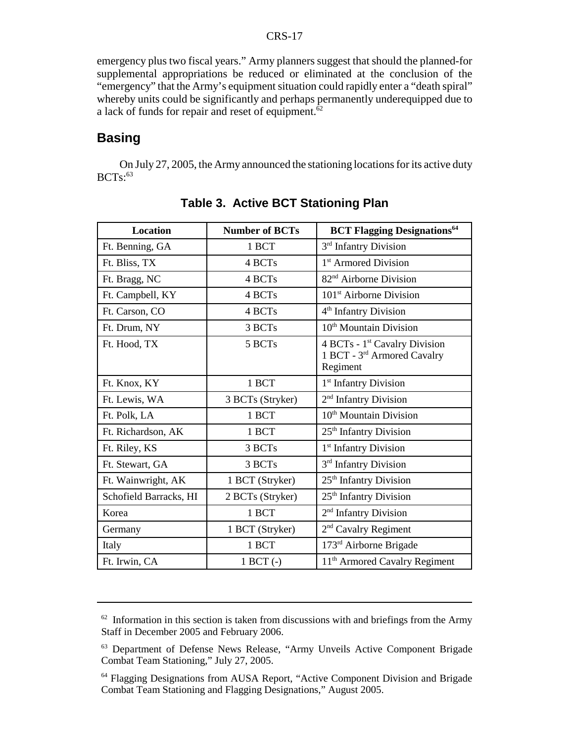emergency plus two fiscal years." Army planners suggest that should the planned-for supplemental appropriations be reduced or eliminated at the conclusion of the "emergency" that the Army's equipment situation could rapidly enter a "death spiral" whereby units could be significantly and perhaps permanently underequipped due to a lack of funds for repair and reset of equipment.[62]

## Basing

On July 27, 2005, the Army announced the stationing locations for its active duty BCTs:[63]

**Table 3. Active BCT Stationing Plan**

| Location | Number of BCTs | BCT Flagging Designations[64] |
|---|---|---|
| Ft. Benning, GA | 1 BCT | 3rd Infantry Division |
| Ft. Bliss, TX | 4 BCTs | 1st Armored Division |
| Ft. Bragg, NC | 4 BCTs | 82nd Airborne Division |
| Ft. Campbell, KY | 4 BCTs | 101st Airborne Division |
| Ft. Carson, CO | 4 BCTs | 4th Infantry Division |
| Ft. Drum, NY | 3 BCTs | 10th Mountain Division |
| Ft. Hood, TX | 5 BCTs | 4 BCTs - 1st Cavalry Division<br>1 BCT - 3rd Armored Cavalry Regiment |
| Ft. Knox, KY | 1 BCT | 1st Infantry Division |
| Ft. Lewis, WA | 3 BCTs (Stryker) | 2nd Infantry Division |
| Ft. Polk, LA | 1 BCT | 10th Mountain Division |
| Ft. Richardson, AK | 1 BCT | 25th Infantry Division |
| Ft. Riley, KS | 3 BCTs | 1st Infantry Division |
| Ft. Stewart, GA | 3 BCTs | 3rd Infantry Division |
| Ft. Wainwright, AK | 1 BCT (Stryker) | 25th Infantry Division |
| Schofield Barracks, HI | 2 BCTs (Stryker) | 25th Infantry Division |
| Korea | 1 BCT | 2nd Infantry Division |
| Germany | 1 BCT (Stryker) | 2nd Cavalry Regiment |
| Italy | 1 BCT | 173rd Airborne Brigade |
| Ft. Irwin, CA | 1 BCT (-) | 11th Armored Cavalry Regiment |

---

[62] Information in this section is taken from discussions with and briefings from the Army Staff in December 2005 and February 2006.

[63] Department of Defense News Release, "Army Unveils Active Component Brigade Combat Team Stationing," July 27, 2005.

[64] Flagging Designations from AUSA Report, "Active Component Division and Brigade Combat Team Stationing and Flagging Designations," August 2005.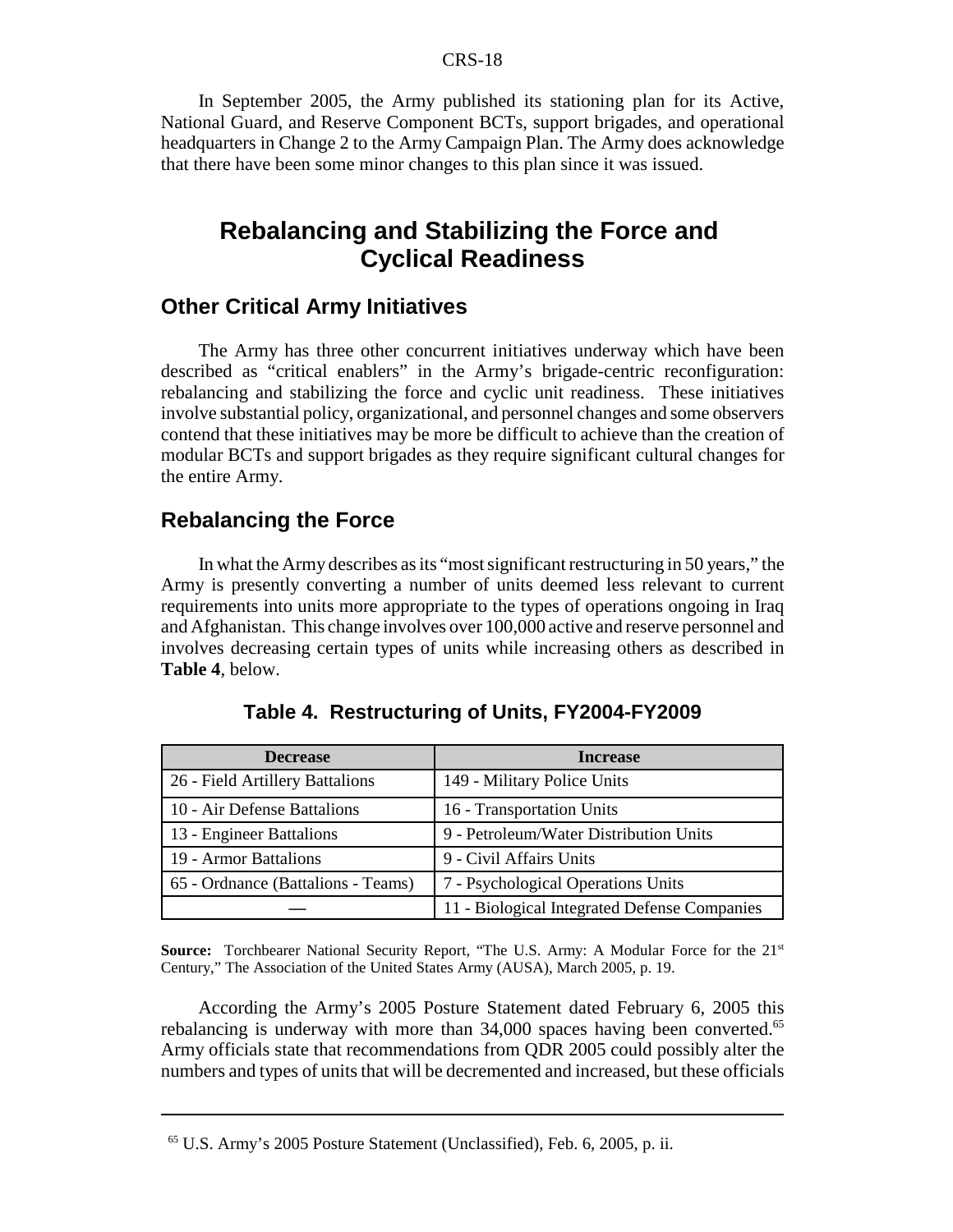In September 2005, the Army published its stationing plan for its Active, National Guard, and Reserve Component BCTs, support brigades, and operational headquarters in Change 2 to the Army Campaign Plan. The Army does acknowledge that there have been some minor changes to this plan since it was issued.

# Rebalancing and Stabilizing the Force and Cyclical Readiness

## Other Critical Army Initiatives

The Army has three other concurrent initiatives underway which have been described as "critical enablers" in the Army's brigade-centric reconfiguration: rebalancing and stabilizing the force and cyclic unit readiness. These initiatives involve substantial policy, organizational, and personnel changes and some observers contend that these initiatives may be more be difficult to achieve than the creation of modular BCTs and support brigades as they require significant cultural changes for the entire Army.

## Rebalancing the Force

In what the Army describes as its "most significant restructuring in 50 years," the Army is presently converting a number of units deemed less relevant to current requirements into units more appropriate to the types of operations ongoing in Iraq and Afghanistan. This change involves over 100,000 active and reserve personnel and involves decreasing certain types of units while increasing others as described in **Table 4**, below.

**Table 4. Restructuring of Units, FY2004-FY2009**

| Decrease | Increase |
|---|---|
| 26 - Field Artillery Battalions | 149 - Military Police Units |
| 10 - Air Defense Battalions | 16 - Transportation Units |
| 13 - Engineer Battalions | 9 - Petroleum/Water Distribution Units |
| 19 - Armor Battalions | 9 - Civil Affairs Units |
| 65 - Ordnance (Battalions - Teams) | 7 - Psychological Operations Units |
| — | 11 - Biological Integrated Defense Companies |

**Source:** Torchbearer National Security Report, "The U.S. Army: A Modular Force for the 21st Century," The Association of the United States Army (AUSA), March 2005, p. 19.

According the Army's 2005 Posture Statement dated February 6, 2005 this rebalancing is underway with more than 34,000 spaces having been converted.[65] Army officials state that recommendations from QDR 2005 could possibly alter the numbers and types of units that will be decremented and increased, but these officials

[65] U.S. Army's 2005 Posture Statement (Unclassified), Feb. 6, 2005, p. ii.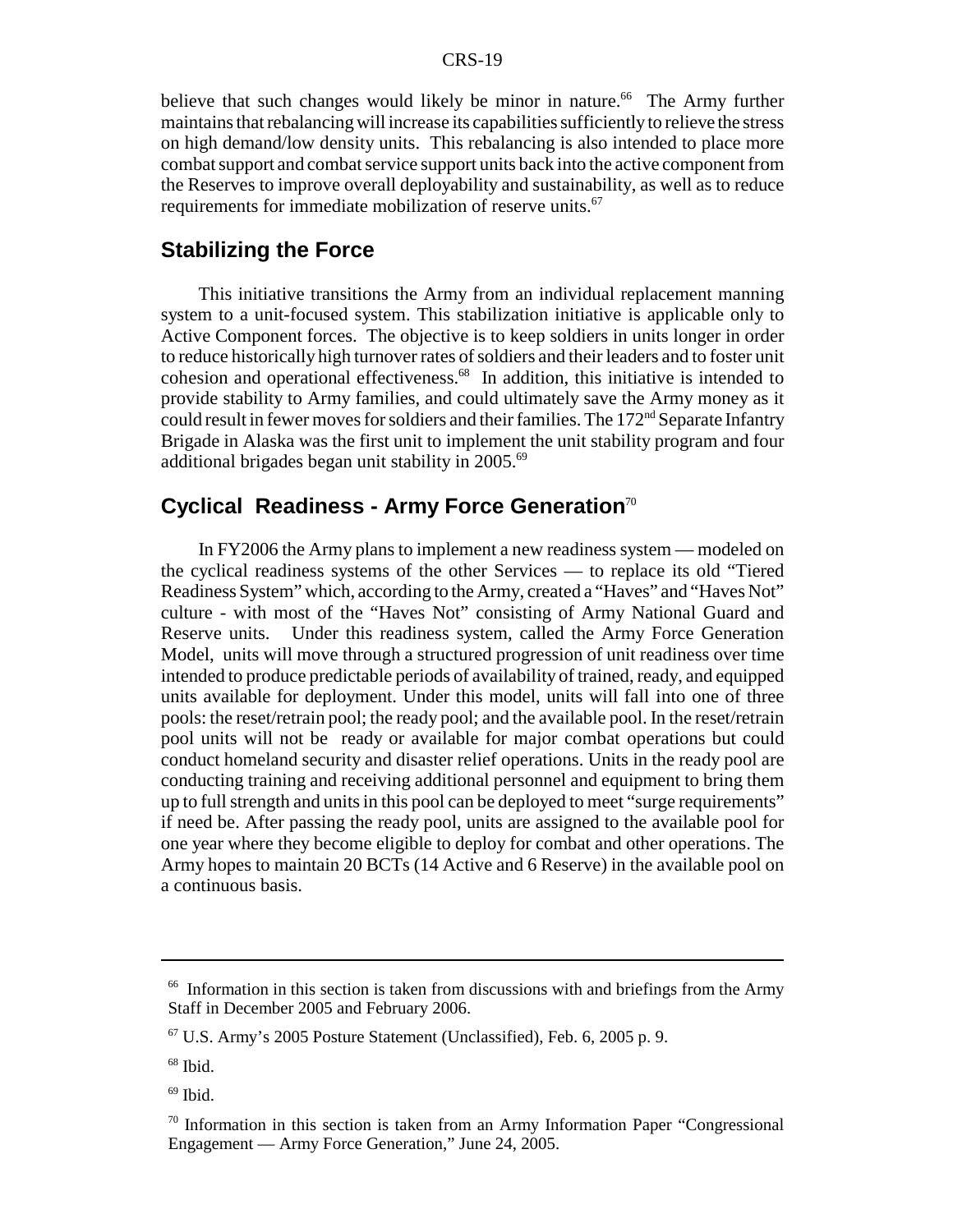believe that such changes would likely be minor in nature.[66] The Army further maintains that rebalancing will increase its capabilities sufficiently to relieve the stress on high demand/low density units. This rebalancing is also intended to place more combat support and combat service support units back into the active component from the Reserves to improve overall deployability and sustainability, as well as to reduce requirements for immediate mobilization of reserve units.[67]

## Stabilizing the Force

This initiative transitions the Army from an individual replacement manning system to a unit-focused system. This stabilization initiative is applicable only to Active Component forces. The objective is to keep soldiers in units longer in order to reduce historically high turnover rates of soldiers and their leaders and to foster unit cohesion and operational effectiveness.[68] In addition, this initiative is intended to provide stability to Army families, and could ultimately save the Army money as it could result in fewer moves for soldiers and their families. The 172nd Separate Infantry Brigade in Alaska was the first unit to implement the unit stability program and four additional brigades began unit stability in 2005.[69]

## Cyclical Readiness - Army Force Generation[70]

In FY2006 the Army plans to implement a new readiness system — modeled on the cyclical readiness systems of the other Services — to replace its old "Tiered Readiness System" which, according to the Army, created a "Haves" and "Haves Not" culture - with most of the "Haves Not" consisting of Army National Guard and Reserve units. Under this readiness system, called the Army Force Generation Model, units will move through a structured progression of unit readiness over time intended to produce predictable periods of availability of trained, ready, and equipped units available for deployment. Under this model, units will fall into one of three pools: the reset/retrain pool; the ready pool; and the available pool. In the reset/retrain pool units will not be ready or available for major combat operations but could conduct homeland security and disaster relief operations. Units in the ready pool are conducting training and receiving additional personnel and equipment to bring them up to full strength and units in this pool can be deployed to meet "surge requirements" if need be. After passing the ready pool, units are assigned to the available pool for one year where they become eligible to deploy for combat and other operations. The Army hopes to maintain 20 BCTs (14 Active and 6 Reserve) in the available pool on a continuous basis.

---

[66] Information in this section is taken from discussions with and briefings from the Army Staff in December 2005 and February 2006.

[67] U.S. Army's 2005 Posture Statement (Unclassified), Feb. 6, 2005 p. 9.

[68] Ibid.

[69] Ibid.

[70] Information in this section is taken from an Army Information Paper "Congressional Engagement — Army Force Generation," June 24, 2005.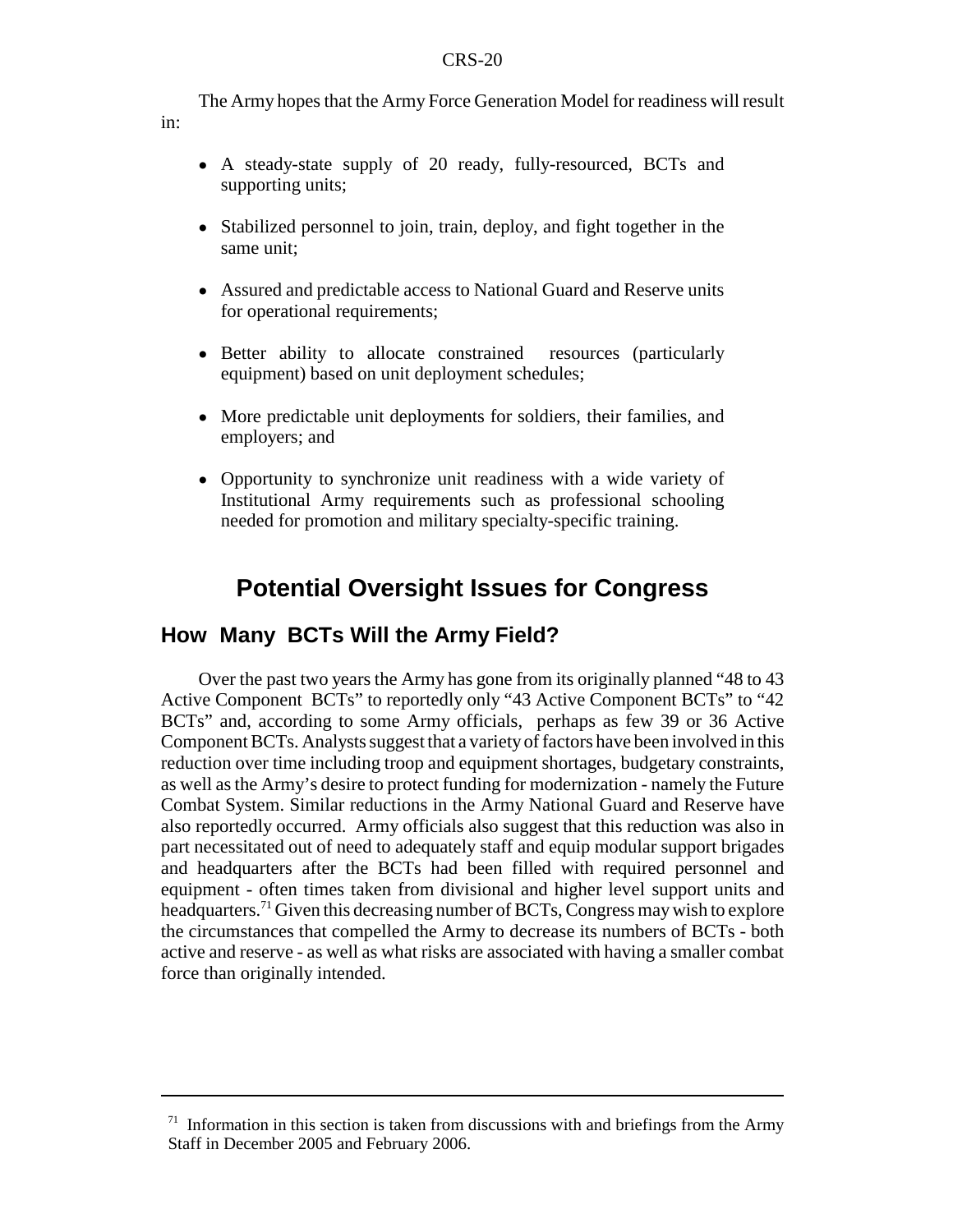The Army hopes that the Army Force Generation Model for readiness will result in:

- A steady-state supply of 20 ready, fully-resourced, BCTs and supporting units;
- Stabilized personnel to join, train, deploy, and fight together in the same unit;
- Assured and predictable access to National Guard and Reserve units for operational requirements;
- Better ability to allocate constrained resources (particularly equipment) based on unit deployment schedules;
- More predictable unit deployments for soldiers, their families, and employers; and
- Opportunity to synchronize unit readiness with a wide variety of Institutional Army requirements such as professional schooling needed for promotion and military specialty-specific training.

# Potential Oversight Issues for Congress

## How Many BCTs Will the Army Field?

Over the past two years the Army has gone from its originally planned "48 to 43 Active Component BCTs" to reportedly only "43 Active Component BCTs" to "42 BCTs" and, according to some Army officials, perhaps as few 39 or 36 Active Component BCTs. Analysts suggest that a variety of factors have been involved in this reduction over time including troop and equipment shortages, budgetary constraints, as well as the Army's desire to protect funding for modernization - namely the Future Combat System. Similar reductions in the Army National Guard and Reserve have also reportedly occurred. Army officials also suggest that this reduction was also in part necessitated out of need to adequately staff and equip modular support brigades and headquarters after the BCTs had been filled with required personnel and equipment - often times taken from divisional and higher level support units and headquarters.[71] Given this decreasing number of BCTs, Congress may wish to explore the circumstances that compelled the Army to decrease its numbers of BCTs - both active and reserve - as well as what risks are associated with having a smaller combat force than originally intended.

[71] Information in this section is taken from discussions with and briefings from the Army Staff in December 2005 and February 2006.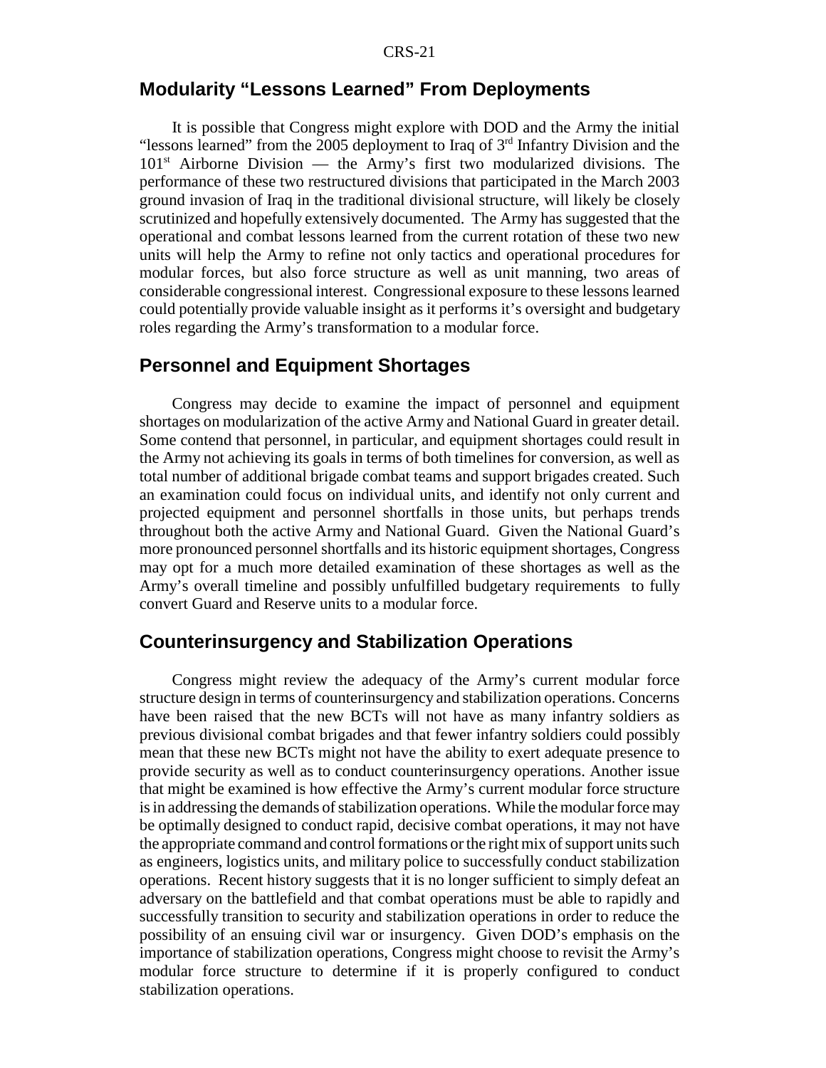## Modularity "Lessons Learned" From Deployments

It is possible that Congress might explore with DOD and the Army the initial "lessons learned" from the 2005 deployment to Iraq of 3rd Infantry Division and the 101st Airborne Division — the Army's first two modularized divisions. The performance of these two restructured divisions that participated in the March 2003 ground invasion of Iraq in the traditional divisional structure, will likely be closely scrutinized and hopefully extensively documented. The Army has suggested that the operational and combat lessons learned from the current rotation of these two new units will help the Army to refine not only tactics and operational procedures for modular forces, but also force structure as well as unit manning, two areas of considerable congressional interest. Congressional exposure to these lessons learned could potentially provide valuable insight as it performs it's oversight and budgetary roles regarding the Army's transformation to a modular force.

## Personnel and Equipment Shortages

Congress may decide to examine the impact of personnel and equipment shortages on modularization of the active Army and National Guard in greater detail. Some contend that personnel, in particular, and equipment shortages could result in the Army not achieving its goals in terms of both timelines for conversion, as well as total number of additional brigade combat teams and support brigades created. Such an examination could focus on individual units, and identify not only current and projected equipment and personnel shortfalls in those units, but perhaps trends throughout both the active Army and National Guard. Given the National Guard's more pronounced personnel shortfalls and its historic equipment shortages, Congress may opt for a much more detailed examination of these shortages as well as the Army's overall timeline and possibly unfulfilled budgetary requirements to fully convert Guard and Reserve units to a modular force.

## Counterinsurgency and Stabilization Operations

Congress might review the adequacy of the Army's current modular force structure design in terms of counterinsurgency and stabilization operations. Concerns have been raised that the new BCTs will not have as many infantry soldiers as previous divisional combat brigades and that fewer infantry soldiers could possibly mean that these new BCTs might not have the ability to exert adequate presence to provide security as well as to conduct counterinsurgency operations. Another issue that might be examined is how effective the Army's current modular force structure is in addressing the demands of stabilization operations. While the modular force may be optimally designed to conduct rapid, decisive combat operations, it may not have the appropriate command and control formations or the right mix of support units such as engineers, logistics units, and military police to successfully conduct stabilization operations. Recent history suggests that it is no longer sufficient to simply defeat an adversary on the battlefield and that combat operations must be able to rapidly and successfully transition to security and stabilization operations in order to reduce the possibility of an ensuing civil war or insurgency. Given DOD's emphasis on the importance of stabilization operations, Congress might choose to revisit the Army's modular force structure to determine if it is properly configured to conduct stabilization operations.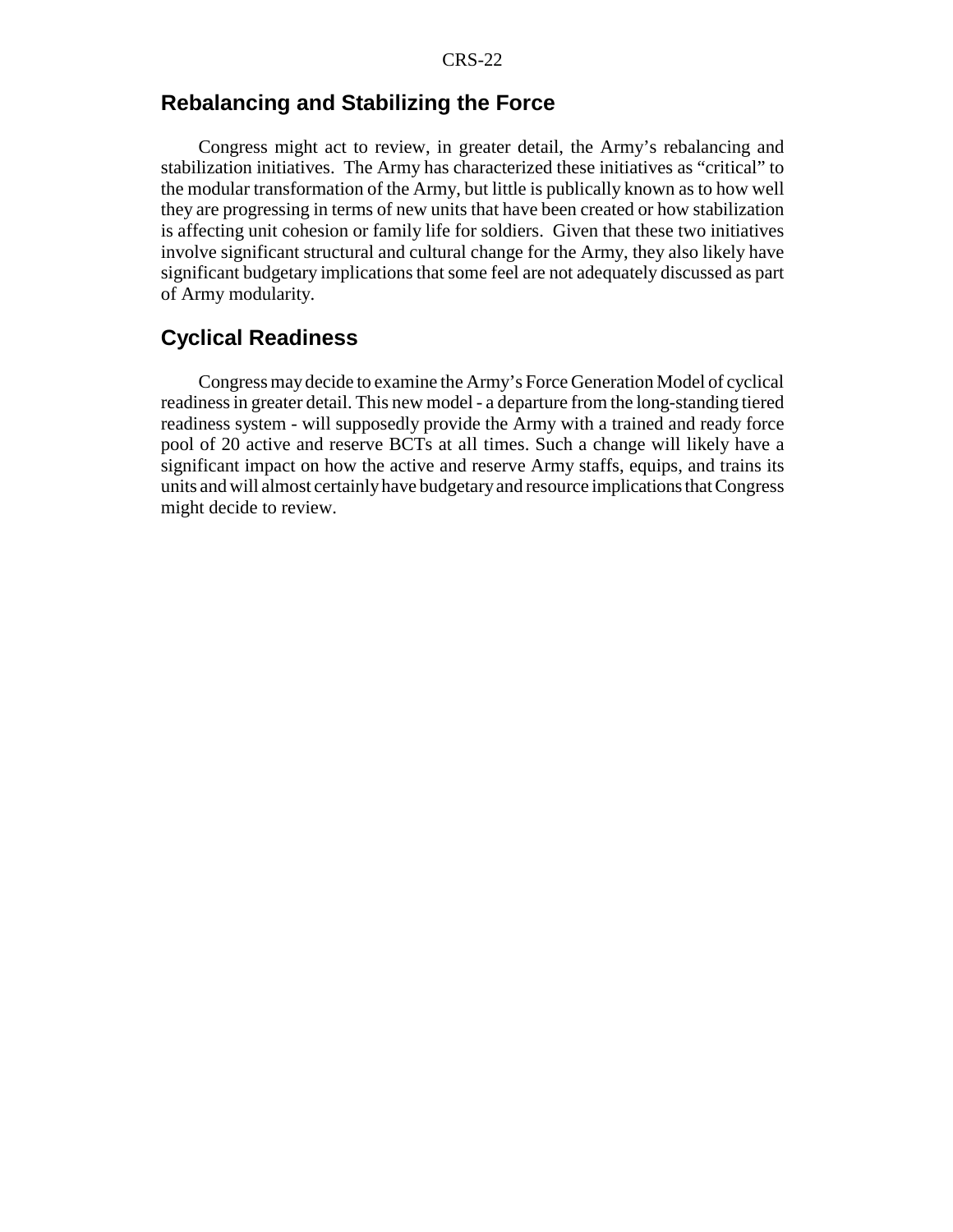## Rebalancing and Stabilizing the Force

Congress might act to review, in greater detail, the Army's rebalancing and stabilization initiatives. The Army has characterized these initiatives as "critical" to the modular transformation of the Army, but little is publically known as to how well they are progressing in terms of new units that have been created or how stabilization is affecting unit cohesion or family life for soldiers. Given that these two initiatives involve significant structural and cultural change for the Army, they also likely have significant budgetary implications that some feel are not adequately discussed as part of Army modularity.

## Cyclical Readiness

Congress may decide to examine the Army's Force Generation Model of cyclical readiness in greater detail. This new model - a departure from the long-standing tiered readiness system - will supposedly provide the Army with a trained and ready force pool of 20 active and reserve BCTs at all times. Such a change will likely have a significant impact on how the active and reserve Army staffs, equips, and trains its units and will almost certainly have budgetary and resource implications that Congress might decide to review.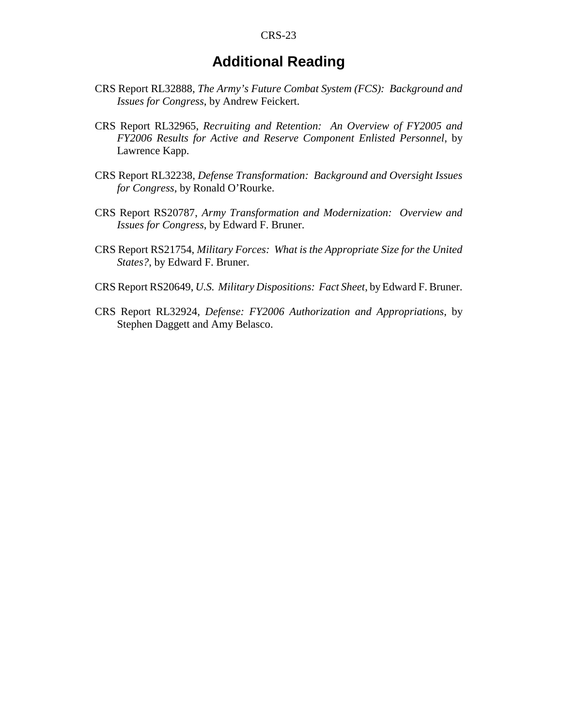# Additional Reading

CRS Report RL32888, *The Army's Future Combat System (FCS): Background and Issues for Congress*, by Andrew Feickert.

CRS Report RL32965, *Recruiting and Retention: An Overview of FY2005 and FY2006 Results for Active and Reserve Component Enlisted Personnel*, by Lawrence Kapp.

CRS Report RL32238, *Defense Transformation: Background and Oversight Issues for Congress*, by Ronald O'Rourke.

CRS Report RS20787, *Army Transformation and Modernization: Overview and Issues for Congress*, by Edward F. Bruner.

CRS Report RS21754, *Military Forces: What is the Appropriate Size for the United States?*, by Edward F. Bruner.

CRS Report RS20649, *U.S. Military Dispositions: Fact Sheet*, by Edward F. Bruner.

CRS Report RL32924, *Defense: FY2006 Authorization and Appropriations*, by Stephen Daggett and Amy Belasco.